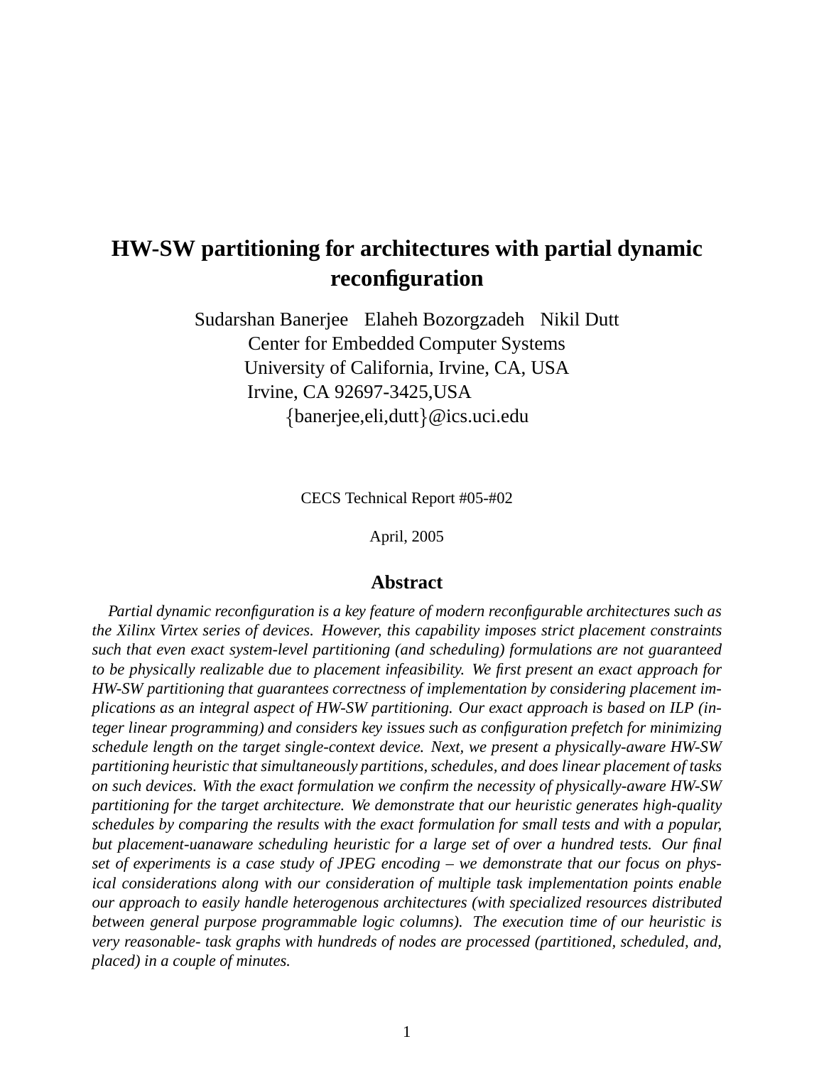# HW-SW partitioning for architectures with partial dynamic reconfiguration

Sudarshan Banerjee   Elaheh Bozorgzadeh   Nikil Dutt
Center for Embedded Computer Systems
University of California, Irvine, CA, USA
Irvine, CA 92697-3425,USA
{banerjee,eli,dutt}@ics.uci.edu

CECS Technical Report #05-#02

April, 2005

## Abstract

*Partial dynamic reconfiguration is a key feature of modern reconfigurable architectures such as the Xilinx Virtex series of devices. However, this capability imposes strict placement constraints such that even exact system-level partitioning (and scheduling) formulations are not guaranteed to be physically realizable due to placement infeasibility. We first present an exact approach for HW-SW partitioning that guarantees correctness of implementation by considering placement implications as an integral aspect of HW-SW partitioning. Our exact approach is based on ILP (integer linear programming) and considers key issues such as configuration prefetch for minimizing schedule length on the target single-context device. Next, we present a physically-aware HW-SW partitioning heuristic that simultaneously partitions, schedules, and does linear placement of tasks on such devices. With the exact formulation we confirm the necessity of physically-aware HW-SW partitioning for the target architecture. We demonstrate that our heuristic generates high-quality schedules by comparing the results with the exact formulation for small tests and with a popular, but placement-uanaware scheduling heuristic for a large set of over a hundred tests. Our final set of experiments is a case study of JPEG encoding – we demonstrate that our focus on physical considerations along with our consideration of multiple task implementation points enable our approach to easily handle heterogenous architectures (with specialized resources distributed between general purpose programmable logic columns). The execution time of our heuristic is very reasonable- task graphs with hundreds of nodes are processed (partitioned, scheduled, and, placed) in a couple of minutes.*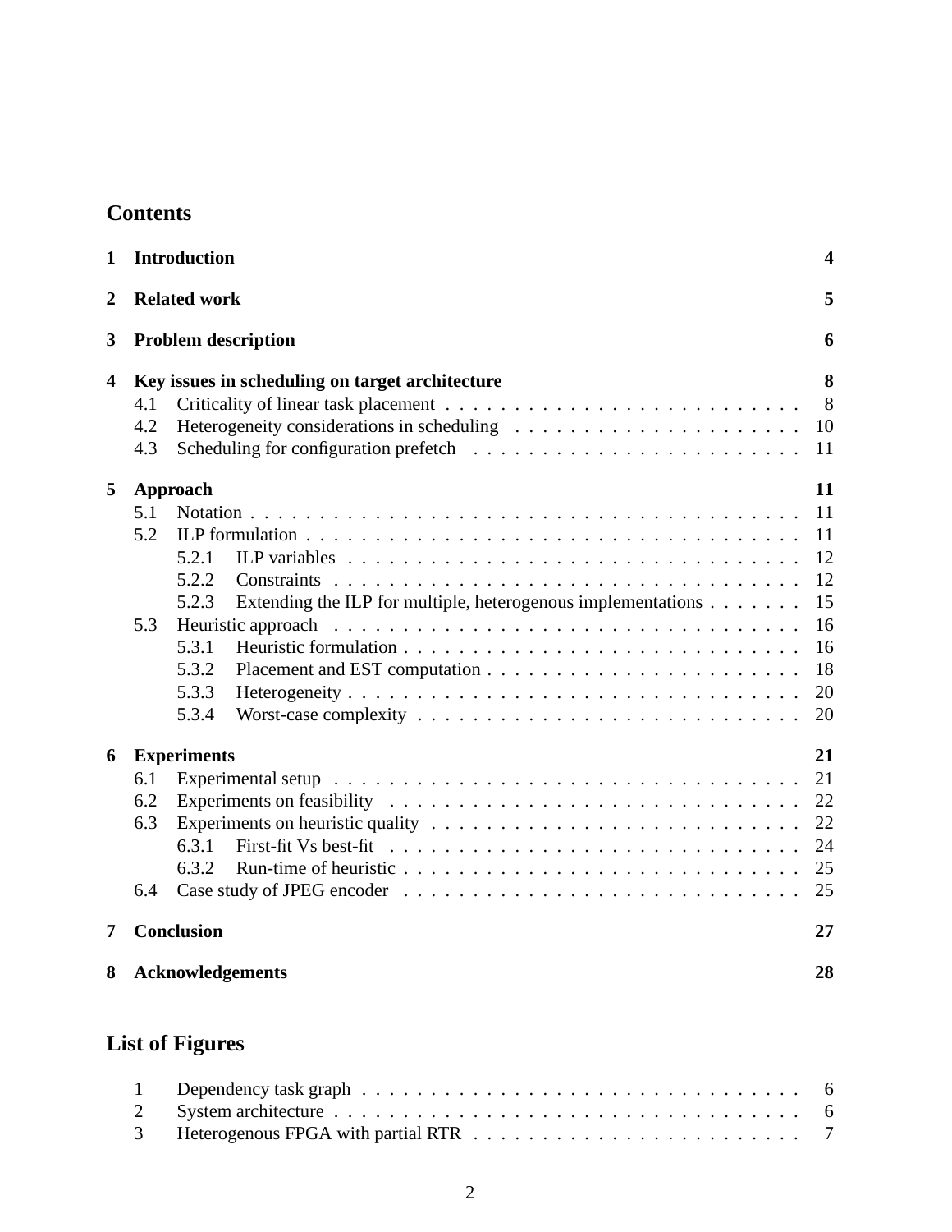## Contents

**1 Introduction** 4

**2 Related work** 5

**3 Problem description** 6

**4 Key issues in scheduling on target architecture** 8
- 4.1 Criticality of linear task placement 8
- 4.2 Heterogeneity considerations in scheduling 10
- 4.3 Scheduling for configuration prefetch 11

**5 Approach** 11
- 5.1 Notation 11
- 5.2 ILP formulation 11
  - 5.2.1 ILP variables 12
  - 5.2.2 Constraints 12
  - 5.2.3 Extending the ILP for multiple, heterogenous implementations 15
- 5.3 Heuristic approach 16
  - 5.3.1 Heuristic formulation 16
  - 5.3.2 Placement and EST computation 18
  - 5.3.3 Heterogeneity 20
  - 5.3.4 Worst-case complexity 20

**6 Experiments** 21
- 6.1 Experimental setup 21
- 6.2 Experiments on feasibility 22
- 6.3 Experiments on heuristic quality 22
  - 6.3.1 First-fit Vs best-fit 24
  - 6.3.2 Run-time of heuristic 25
- 6.4 Case study of JPEG encoder 25

**7 Conclusion** 27

**8 Acknowledgements** 28

## List of Figures

1. Dependency task graph 6
2. System architecture 6
3. Heterogenous FPGA with partial RTR 7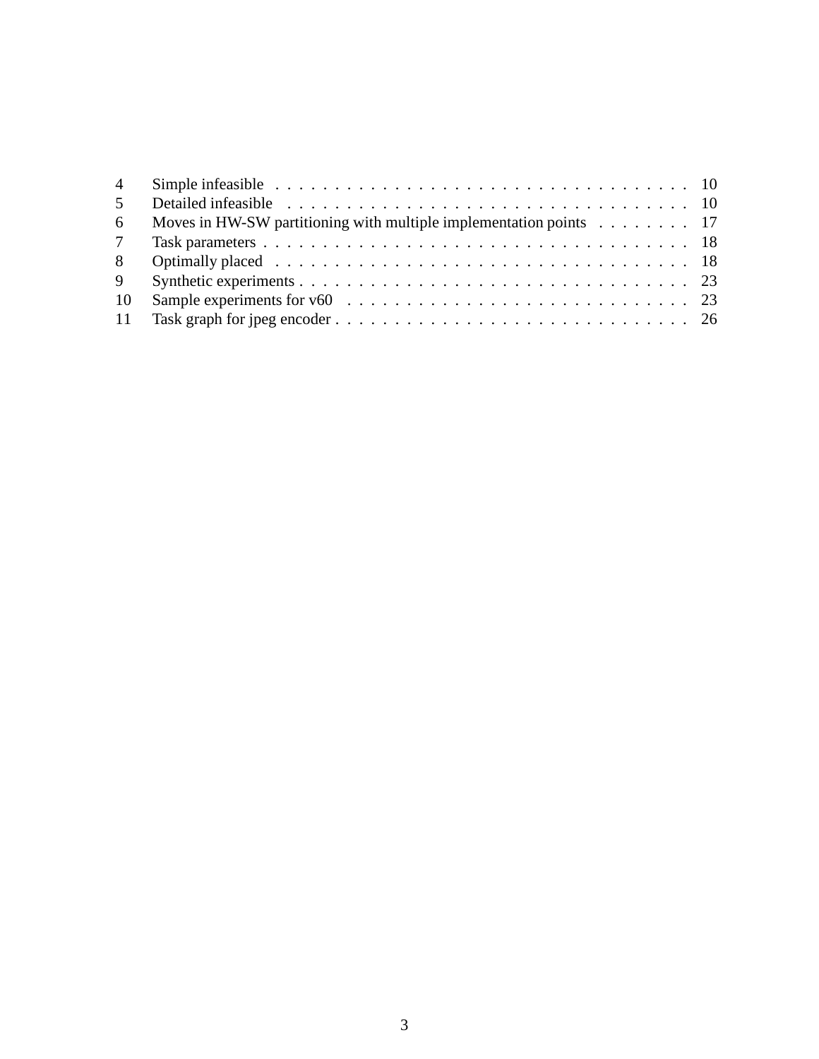| | | |
|---|---|---|
| 4 | Simple infeasible | 10 |
| 5 | Detailed infeasible | 10 |
| 6 | Moves in HW-SW partitioning with multiple implementation points | 17 |
| 7 | Task parameters | 18 |
| 8 | Optimally placed | 18 |
| 9 | Synthetic experiments | 23 |
| 10 | Sample experiments for v60 | 23 |
| 11 | Task graph for jpeg encoder | 26 |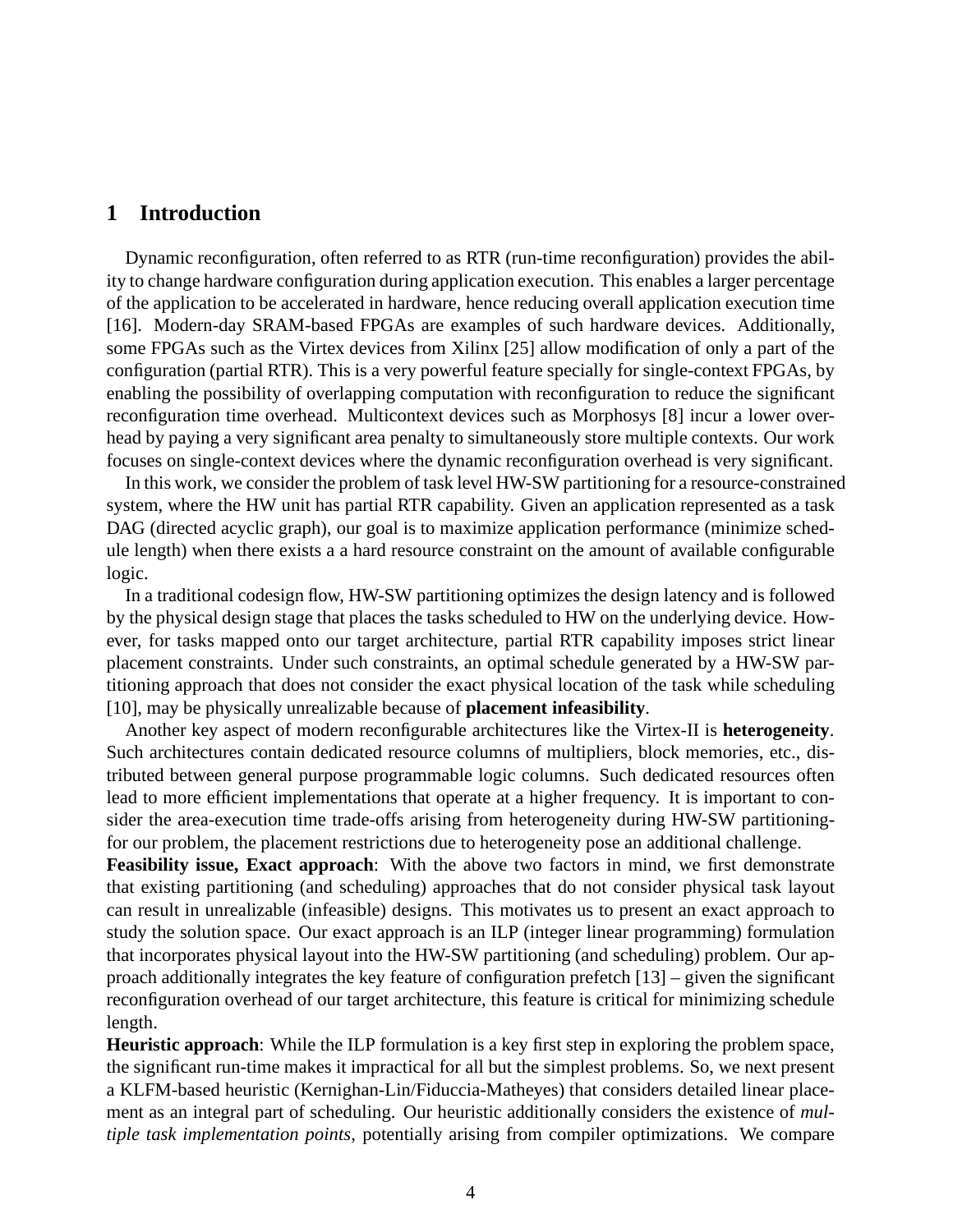## 1 Introduction

Dynamic reconfiguration, often referred to as RTR (run-time reconfiguration) provides the ability to change hardware configuration during application execution. This enables a larger percentage of the application to be accelerated in hardware, hence reducing overall application execution time [16]. Modern-day SRAM-based FPGAs are examples of such hardware devices. Additionally, some FPGAs such as the Virtex devices from Xilinx [25] allow modification of only a part of the configuration (partial RTR). This is a very powerful feature specially for single-context FPGAs, by enabling the possibility of overlapping computation with reconfiguration to reduce the significant reconfiguration time overhead. Multicontext devices such as Morphosys [8] incur a lower overhead by paying a very significant area penalty to simultaneously store multiple contexts. Our work focuses on single-context devices where the dynamic reconfiguration overhead is very significant.

In this work, we consider the problem of task level HW-SW partitioning for a resource-constrained system, where the HW unit has partial RTR capability. Given an application represented as a task DAG (directed acyclic graph), our goal is to maximize application performance (minimize schedule length) when there exists a a hard resource constraint on the amount of available configurable logic.

In a traditional codesign flow, HW-SW partitioning optimizes the design latency and is followed by the physical design stage that places the tasks scheduled to HW on the underlying device. However, for tasks mapped onto our target architecture, partial RTR capability imposes strict linear placement constraints. Under such constraints, an optimal schedule generated by a HW-SW partitioning approach that does not consider the exact physical location of the task while scheduling [10], may be physically unrealizable because of **placement infeasibility**.

Another key aspect of modern reconfigurable architectures like the Virtex-II is **heterogeneity**. Such architectures contain dedicated resource columns of multipliers, block memories, etc., distributed between general purpose programmable logic columns. Such dedicated resources often lead to more efficient implementations that operate at a higher frequency. It is important to consider the area-execution time trade-offs arising from heterogeneity during HW-SW partitioning-for our problem, the placement restrictions due to heterogeneity pose an additional challenge.

**Feasibility issue, Exact approach**: With the above two factors in mind, we first demonstrate that existing partitioning (and scheduling) approaches that do not consider physical task layout can result in unrealizable (infeasible) designs. This motivates us to present an exact approach to study the solution space. Our exact approach is an ILP (integer linear programming) formulation that incorporates physical layout into the HW-SW partitioning (and scheduling) problem. Our approach additionally integrates the key feature of configuration prefetch [13] – given the significant reconfiguration overhead of our target architecture, this feature is critical for minimizing schedule length.

**Heuristic approach**: While the ILP formulation is a key first step in exploring the problem space, the significant run-time makes it impractical for all but the simplest problems. So, we next present a KLFM-based heuristic (Kernighan-Lin/Fiduccia-Matheyes) that considers detailed linear placement as an integral part of scheduling. Our heuristic additionally considers the existence of *multiple task implementation points*, potentially arising from compiler optimizations. We compare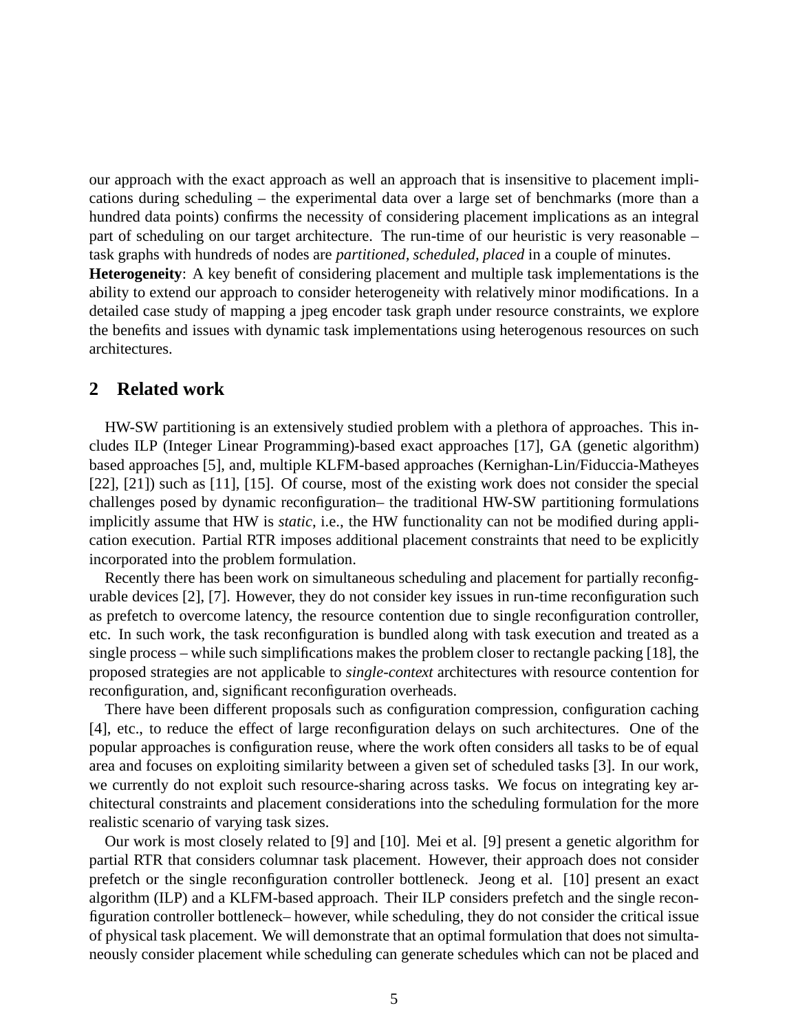our approach with the exact approach as well an approach that is insensitive to placement implications during scheduling – the experimental data over a large set of benchmarks (more than a hundred data points) confirms the necessity of considering placement implications as an integral part of scheduling on our target architecture. The run-time of our heuristic is very reasonable – task graphs with hundreds of nodes are *partitioned, scheduled, placed* in a couple of minutes.

**Heterogeneity**: A key benefit of considering placement and multiple task implementations is the ability to extend our approach to consider heterogeneity with relatively minor modifications. In a detailed case study of mapping a jpeg encoder task graph under resource constraints, we explore the benefits and issues with dynamic task implementations using heterogenous resources on such architectures.

## 2 Related work

HW-SW partitioning is an extensively studied problem with a plethora of approaches. This includes ILP (Integer Linear Programming)-based exact approaches [17], GA (genetic algorithm) based approaches [5], and, multiple KLFM-based approaches (Kernighan-Lin/Fiduccia-Matheyes [22], [21]) such as [11], [15]. Of course, most of the existing work does not consider the special challenges posed by dynamic reconfiguration– the traditional HW-SW partitioning formulations implicitly assume that HW is *static*, i.e., the HW functionality can not be modified during application execution. Partial RTR imposes additional placement constraints that need to be explicitly incorporated into the problem formulation.

Recently there has been work on simultaneous scheduling and placement for partially reconfigurable devices [2], [7]. However, they do not consider key issues in run-time reconfiguration such as prefetch to overcome latency, the resource contention due to single reconfiguration controller, etc. In such work, the task reconfiguration is bundled along with task execution and treated as a single process – while such simplifications makes the problem closer to rectangle packing [18], the proposed strategies are not applicable to *single-context* architectures with resource contention for reconfiguration, and, significant reconfiguration overheads.

There have been different proposals such as configuration compression, configuration caching [4], etc., to reduce the effect of large reconfiguration delays on such architectures. One of the popular approaches is configuration reuse, where the work often considers all tasks to be of equal area and focuses on exploiting similarity between a given set of scheduled tasks [3]. In our work, we currently do not exploit such resource-sharing across tasks. We focus on integrating key architectural constraints and placement considerations into the scheduling formulation for the more realistic scenario of varying task sizes.

Our work is most closely related to [9] and [10]. Mei et al. [9] present a genetic algorithm for partial RTR that considers columnar task placement. However, their approach does not consider prefetch or the single reconfiguration controller bottleneck. Jeong et al. [10] present an exact algorithm (ILP) and a KLFM-based approach. Their ILP considers prefetch and the single reconfiguration controller bottleneck– however, while scheduling, they do not consider the critical issue of physical task placement. We will demonstrate that an optimal formulation that does not simultaneously consider placement while scheduling can generate schedules which can not be placed and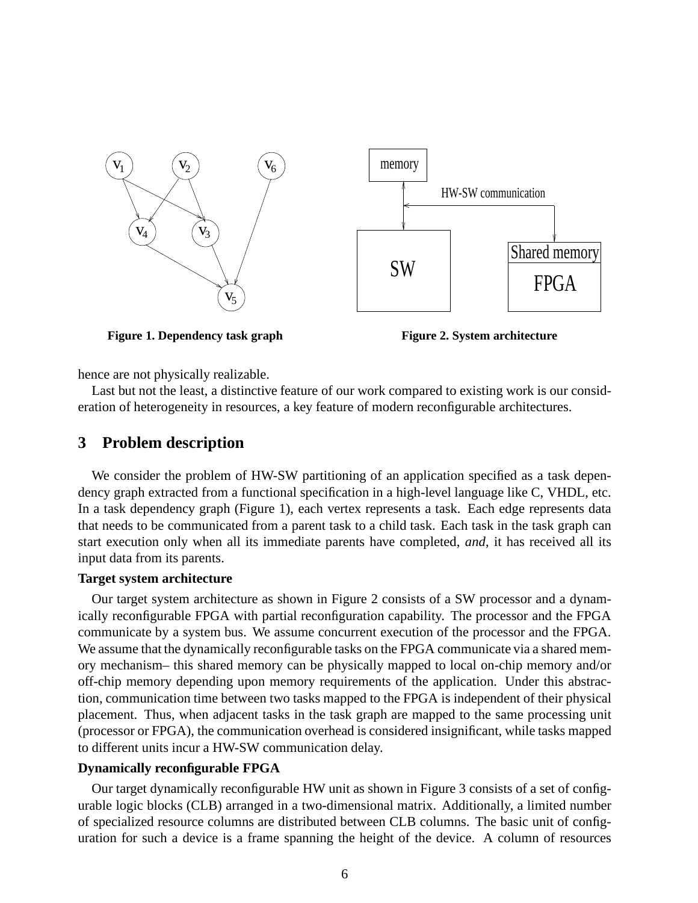Figure 1. Dependency task graph

Figure 2. System architecture

hence are not physically realizable.

Last but not the least, a distinctive feature of our work compared to existing work is our consideration of heterogeneity in resources, a key feature of modern reconfigurable architectures.

## 3 Problem description

We consider the problem of HW-SW partitioning of an application specified as a task dependency graph extracted from a functional specification in a high-level language like C, VHDL, etc. In a task dependency graph (Figure 1), each vertex represents a task. Each edge represents data that needs to be communicated from a parent task to a child task. Each task in the task graph can start execution only when all its immediate parents have completed, *and*, it has received all its input data from its parents.

**Target system architecture**

Our target system architecture as shown in Figure 2 consists of a SW processor and a dynamically reconfigurable FPGA with partial reconfiguration capability. The processor and the FPGA communicate by a system bus. We assume concurrent execution of the processor and the FPGA. We assume that the dynamically reconfigurable tasks on the FPGA communicate via a shared memory mechanism– this shared memory can be physically mapped to local on-chip memory and/or off-chip memory depending upon memory requirements of the application. Under this abstraction, communication time between two tasks mapped to the FPGA is independent of their physical placement. Thus, when adjacent tasks in the task graph are mapped to the same processing unit (processor or FPGA), the communication overhead is considered insignificant, while tasks mapped to different units incur a HW-SW communication delay.

**Dynamically reconfigurable FPGA**

Our target dynamically reconfigurable HW unit as shown in Figure 3 consists of a set of configurable logic blocks (CLB) arranged in a two-dimensional matrix. Additionally, a limited number of specialized resource columns are distributed between CLB columns. The basic unit of configuration for such a device is a frame spanning the height of the device. A column of resources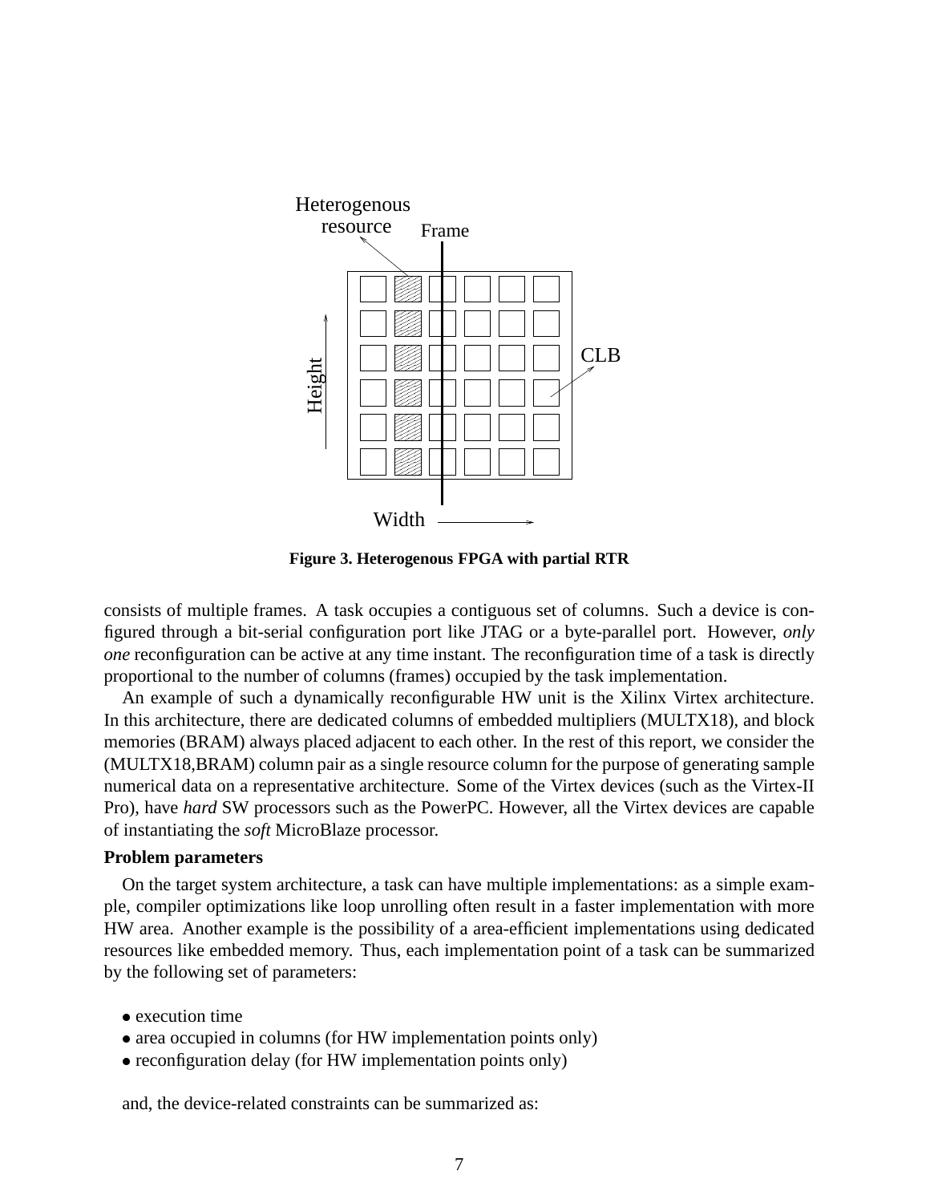Figure 3. Heterogenous FPGA with partial RTR

consists of multiple frames. A task occupies a contiguous set of columns. Such a device is configured through a bit-serial configuration port like JTAG or a byte-parallel port. However, *only one* reconfiguration can be active at any time instant. The reconfiguration time of a task is directly proportional to the number of columns (frames) occupied by the task implementation.

An example of such a dynamically reconfigurable HW unit is the Xilinx Virtex architecture. In this architecture, there are dedicated columns of embedded multipliers (MULTX18), and block memories (BRAM) always placed adjacent to each other. In the rest of this report, we consider the (MULTX18,BRAM) column pair as a single resource column for the purpose of generating sample numerical data on a representative architecture. Some of the Virtex devices (such as the Virtex-II Pro), have *hard* SW processors such as the PowerPC. However, all the Virtex devices are capable of instantiating the *soft* MicroBlaze processor.

**Problem parameters**

On the target system architecture, a task can have multiple implementations: as a simple example, compiler optimizations like loop unrolling often result in a faster implementation with more HW area. Another example is the possibility of a area-efficient implementations using dedicated resources like embedded memory. Thus, each implementation point of a task can be summarized by the following set of parameters:

- execution time
- area occupied in columns (for HW implementation points only)
- reconfiguration delay (for HW implementation points only)

and, the device-related constraints can be summarized as: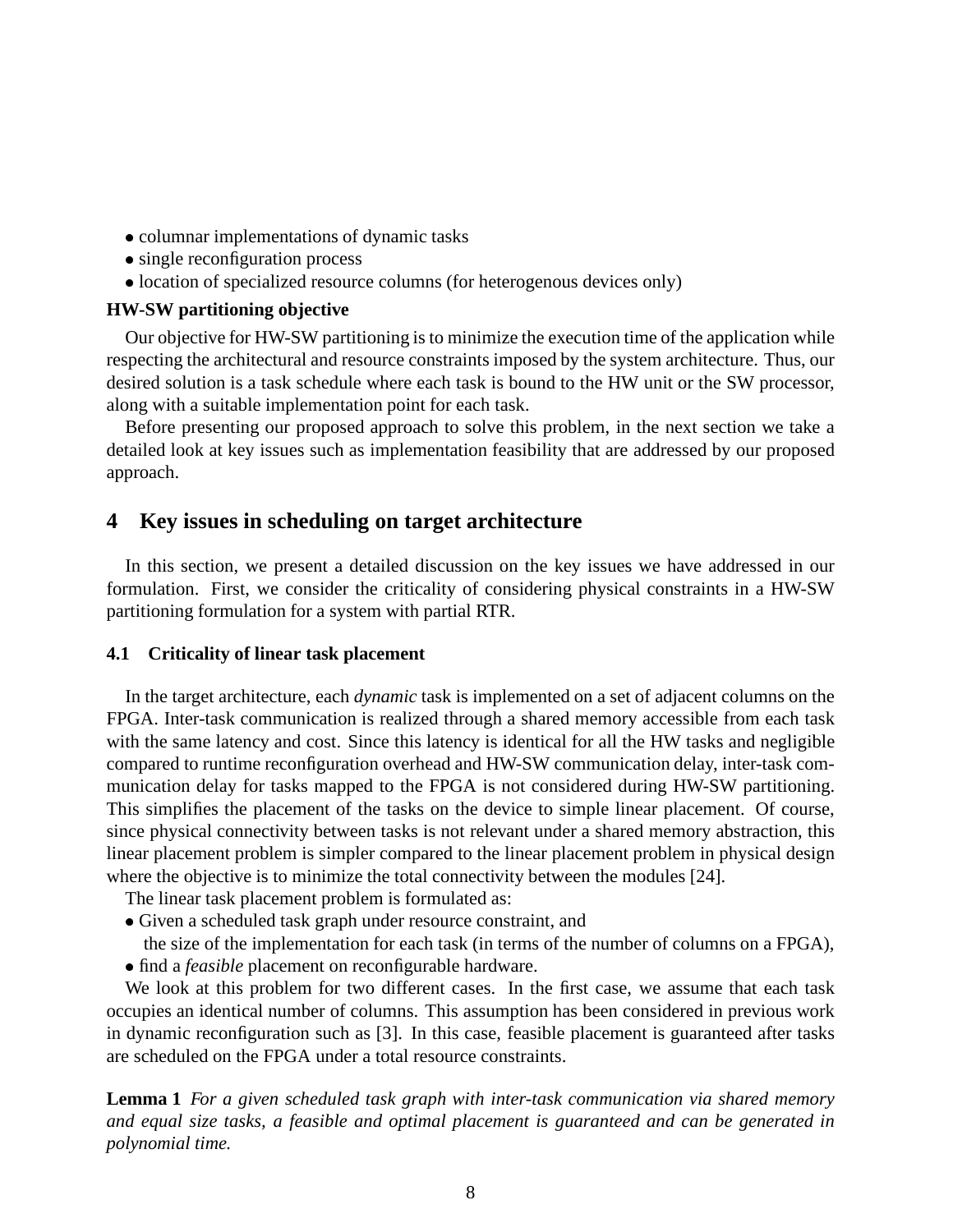- columnar implementations of dynamic tasks
- single reconfiguration process
- location of specialized resource columns (for heterogenous devices only)

**HW-SW partitioning objective**

Our objective for HW-SW partitioning is to minimize the execution time of the application while respecting the architectural and resource constraints imposed by the system architecture. Thus, our desired solution is a task schedule where each task is bound to the HW unit or the SW processor, along with a suitable implementation point for each task.

Before presenting our proposed approach to solve this problem, in the next section we take a detailed look at key issues such as implementation feasibility that are addressed by our proposed approach.

## 4 Key issues in scheduling on target architecture

In this section, we present a detailed discussion on the key issues we have addressed in our formulation. First, we consider the criticality of considering physical constraints in a HW-SW partitioning formulation for a system with partial RTR.

### 4.1 Criticality of linear task placement

In the target architecture, each *dynamic* task is implemented on a set of adjacent columns on the FPGA. Inter-task communication is realized through a shared memory accessible from each task with the same latency and cost. Since this latency is identical for all the HW tasks and negligible compared to runtime reconfiguration overhead and HW-SW communication delay, inter-task communication delay for tasks mapped to the FPGA is not considered during HW-SW partitioning. This simplifies the placement of the tasks on the device to simple linear placement. Of course, since physical connectivity between tasks is not relevant under a shared memory abstraction, this linear placement problem is simpler compared to the linear placement problem in physical design where the objective is to minimize the total connectivity between the modules [24].

The linear task placement problem is formulated as:

- Given a scheduled task graph under resource constraint, and
  the size of the implementation for each task (in terms of the number of columns on a FPGA),
- find a *feasible* placement on reconfigurable hardware.

We look at this problem for two different cases. In the first case, we assume that each task occupies an identical number of columns. This assumption has been considered in previous work in dynamic reconfiguration such as [3]. In this case, feasible placement is guaranteed after tasks are scheduled on the FPGA under a total resource constraints.

**Lemma 1** *For a given scheduled task graph with inter-task communication via shared memory and equal size tasks, a feasible and optimal placement is guaranteed and can be generated in polynomial time.*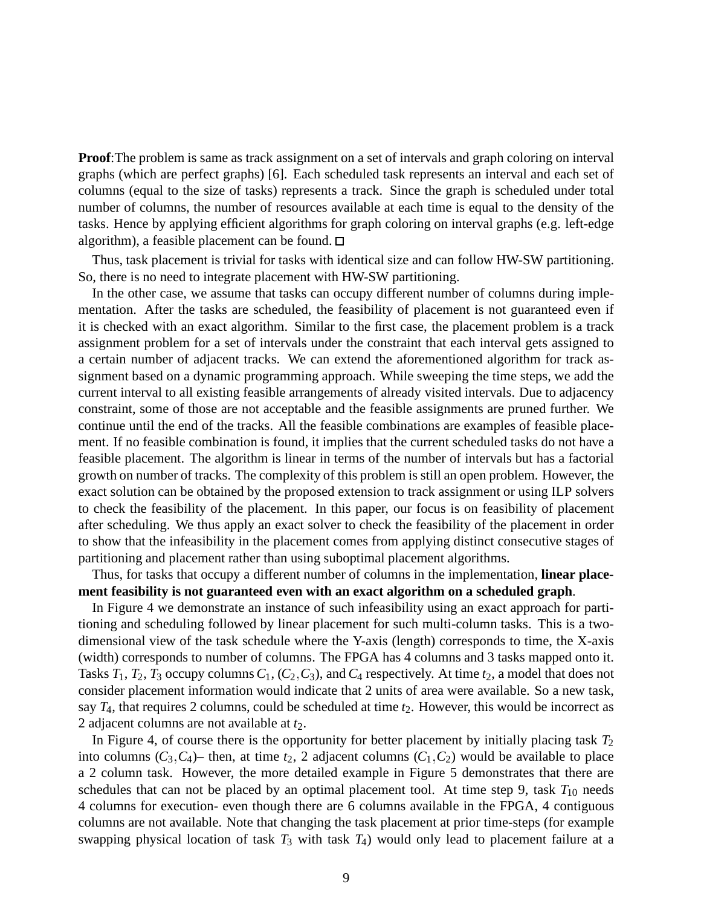**Proof**:The problem is same as track assignment on a set of intervals and graph coloring on interval graphs (which are perfect graphs) [6]. Each scheduled task represents an interval and each set of columns (equal to the size of tasks) represents a track. Since the graph is scheduled under total number of columns, the number of resources available at each time is equal to the density of the tasks. Hence by applying efficient algorithms for graph coloring on interval graphs (e.g. left-edge algorithm), a feasible placement can be found. □

Thus, task placement is trivial for tasks with identical size and can follow HW-SW partitioning. So, there is no need to integrate placement with HW-SW partitioning.

In the other case, we assume that tasks can occupy different number of columns during implementation. After the tasks are scheduled, the feasibility of placement is not guaranteed even if it is checked with an exact algorithm. Similar to the first case, the placement problem is a track assignment problem for a set of intervals under the constraint that each interval gets assigned to a certain number of adjacent tracks. We can extend the aforementioned algorithm for track assignment based on a dynamic programming approach. While sweeping the time steps, we add the current interval to all existing feasible arrangements of already visited intervals. Due to adjacency constraint, some of those are not acceptable and the feasible assignments are pruned further. We continue until the end of the tracks. All the feasible combinations are examples of feasible placement. If no feasible combination is found, it implies that the current scheduled tasks do not have a feasible placement. The algorithm is linear in terms of the number of intervals but has a factorial growth on number of tracks. The complexity of this problem is still an open problem. However, the exact solution can be obtained by the proposed extension to track assignment or using ILP solvers to check the feasibility of the placement. In this paper, our focus is on feasibility of placement after scheduling. We thus apply an exact solver to check the feasibility of the placement in order to show that the infeasibility in the placement comes from applying distinct consecutive stages of partitioning and placement rather than using suboptimal placement algorithms.

Thus, for tasks that occupy a different number of columns in the implementation, **linear placement feasibility is not guaranteed even with an exact algorithm on a scheduled graph**.

In Figure 4 we demonstrate an instance of such infeasibility using an exact approach for partitioning and scheduling followed by linear placement for such multi-column tasks. This is a two-dimensional view of the task schedule where the Y-axis (length) corresponds to time, the X-axis (width) corresponds to number of columns. The FPGA has 4 columns and 3 tasks mapped onto it. Tasks $T_1$, $T_2$, $T_3$ occupy columns $C_1$, ($C_2$,$C_3$), and $C_4$ respectively. At time $t_2$, a model that does not consider placement information would indicate that 2 units of area were available. So a new task, say $T_4$, that requires 2 columns, could be scheduled at time $t_2$. However, this would be incorrect as 2 adjacent columns are not available at $t_2$.

In Figure 4, of course there is the opportunity for better placement by initially placing task $T_2$ into columns ($C_3$,$C_4$)– then, at time $t_2$, 2 adjacent columns ($C_1$,$C_2$) would be available to place a 2 column task. However, the more detailed example in Figure 5 demonstrates that there are schedules that can not be placed by an optimal placement tool. At time step 9, task $T_{10}$ needs 4 columns for execution- even though there are 6 columns available in the FPGA, 4 contiguous columns are not available. Note that changing the task placement at prior time-steps (for example swapping physical location of task $T_3$ with task $T_4$) would only lead to placement failure at a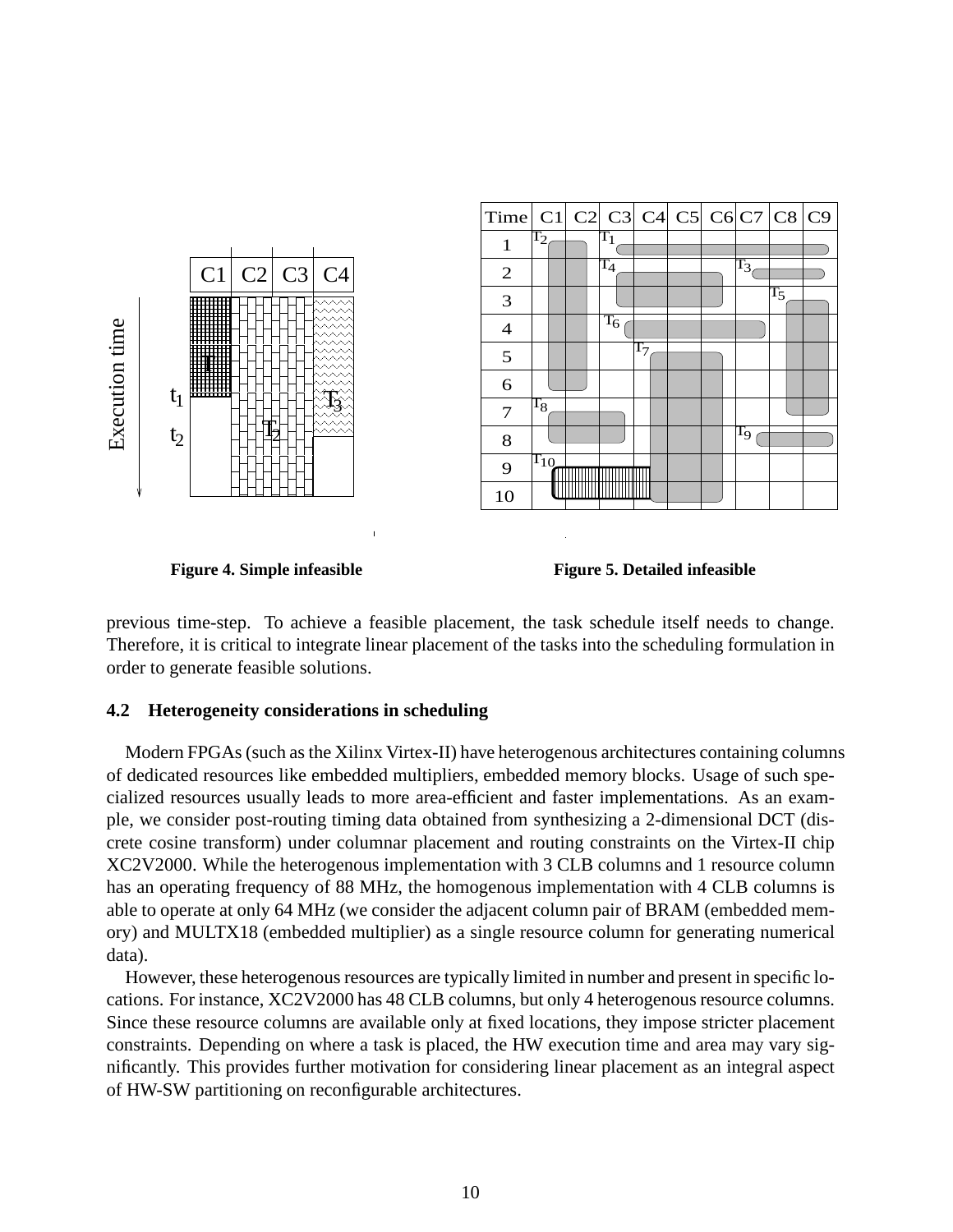Figure 4. Simple infeasible

Figure 5. Detailed infeasible

previous time-step. To achieve a feasible placement, the task schedule itself needs to change. Therefore, it is critical to integrate linear placement of the tasks into the scheduling formulation in order to generate feasible solutions.

### 4.2 Heterogeneity considerations in scheduling

Modern FPGAs (such as the Xilinx Virtex-II) have heterogenous architectures containing columns of dedicated resources like embedded multipliers, embedded memory blocks. Usage of such specialized resources usually leads to more area-efficient and faster implementations. As an example, we consider post-routing timing data obtained from synthesizing a 2-dimensional DCT (discrete cosine transform) under columnar placement and routing constraints on the Virtex-II chip XC2V2000. While the heterogenous implementation with 3 CLB columns and 1 resource column has an operating frequency of 88 MHz, the homogenous implementation with 4 CLB columns is able to operate at only 64 MHz (we consider the adjacent column pair of BRAM (embedded memory) and MULTX18 (embedded multiplier) as a single resource column for generating numerical data).

However, these heterogenous resources are typically limited in number and present in specific locations. For instance, XC2V2000 has 48 CLB columns, but only 4 heterogenous resource columns. Since these resource columns are available only at fixed locations, they impose stricter placement constraints. Depending on where a task is placed, the HW execution time and area may vary significantly. This provides further motivation for considering linear placement as an integral aspect of HW-SW partitioning on reconfigurable architectures.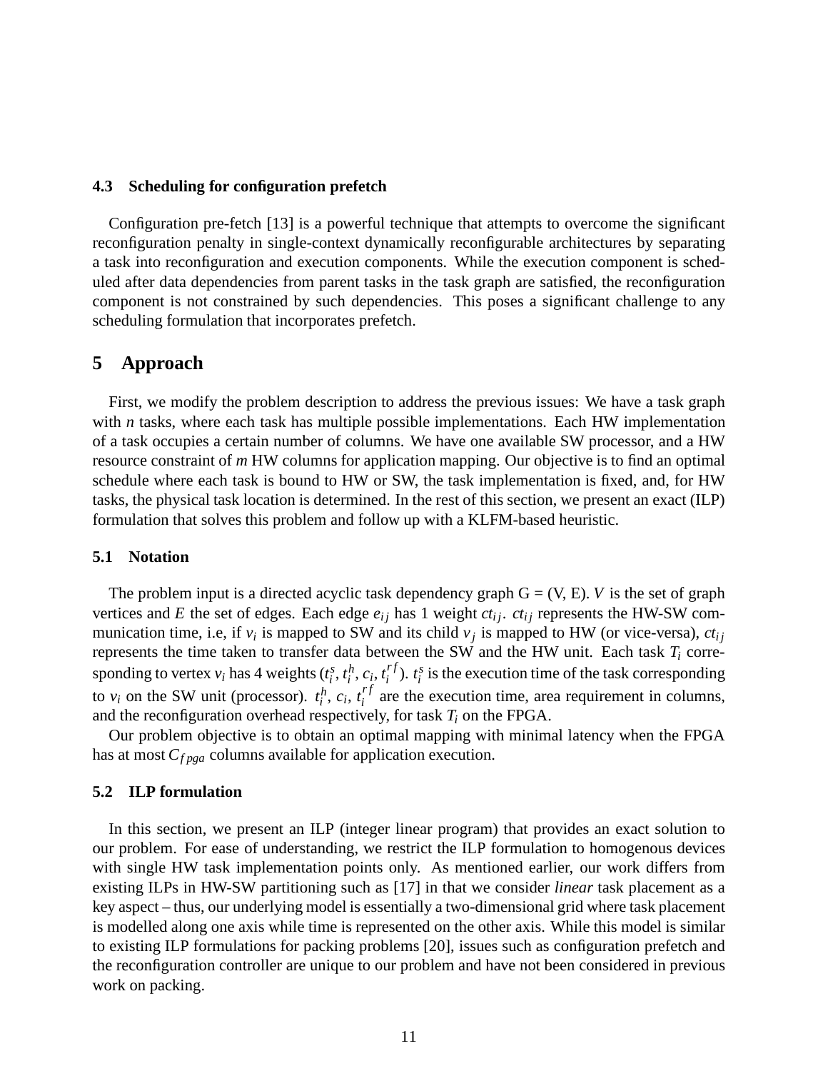### 4.3 Scheduling for configuration prefetch

Configuration pre-fetch [13] is a powerful technique that attempts to overcome the significant reconfiguration penalty in single-context dynamically reconfigurable architectures by separating a task into reconfiguration and execution components. While the execution component is scheduled after data dependencies from parent tasks in the task graph are satisfied, the reconfiguration component is not constrained by such dependencies. This poses a significant challenge to any scheduling formulation that incorporates prefetch.

## 5 Approach

First, we modify the problem description to address the previous issues: We have a task graph with $n$ tasks, where each task has multiple possible implementations. Each HW implementation of a task occupies a certain number of columns. We have one available SW processor, and a HW resource constraint of $m$ HW columns for application mapping. Our objective is to find an optimal schedule where each task is bound to HW or SW, the task implementation is fixed, and, for HW tasks, the physical task location is determined. In the rest of this section, we present an exact (ILP) formulation that solves this problem and follow up with a KLFM-based heuristic.

### 5.1 Notation

The problem input is a directed acyclic task dependency graph G = (V, E). $V$ is the set of graph vertices and $E$ the set of edges. Each edge $e_{ij}$ has 1 weight $ct_{ij}$. $ct_{ij}$ represents the HW-SW communication time, i.e, if $v_i$ is mapped to SW and its child $v_j$ is mapped to HW (or vice-versa), $ct_{ij}$ represents the time taken to transfer data between the SW and the HW unit. Each task $T_i$ corresponding to vertex $v_i$ has 4 weights ($t_i^s$, $t_i^h$, $c_i$, $t_i^{rf}$). $t_i^s$ is the execution time of the task corresponding to $v_i$ on the SW unit (processor). $t_i^h$, $c_i$, $t_i^{rf}$ are the execution time, area requirement in columns, and the reconfiguration overhead respectively, for task $T_i$ on the FPGA.

Our problem objective is to obtain an optimal mapping with minimal latency when the FPGA has at most $C_{fpga}$ columns available for application execution.

### 5.2 ILP formulation

In this section, we present an ILP (integer linear program) that provides an exact solution to our problem. For ease of understanding, we restrict the ILP formulation to homogenous devices with single HW task implementation points only. As mentioned earlier, our work differs from existing ILPs in HW-SW partitioning such as [17] in that we consider *linear* task placement as a key aspect – thus, our underlying model is essentially a two-dimensional grid where task placement is modelled along one axis while time is represented on the other axis. While this model is similar to existing ILP formulations for packing problems [20], issues such as configuration prefetch and the reconfiguration controller are unique to our problem and have not been considered in previous work on packing.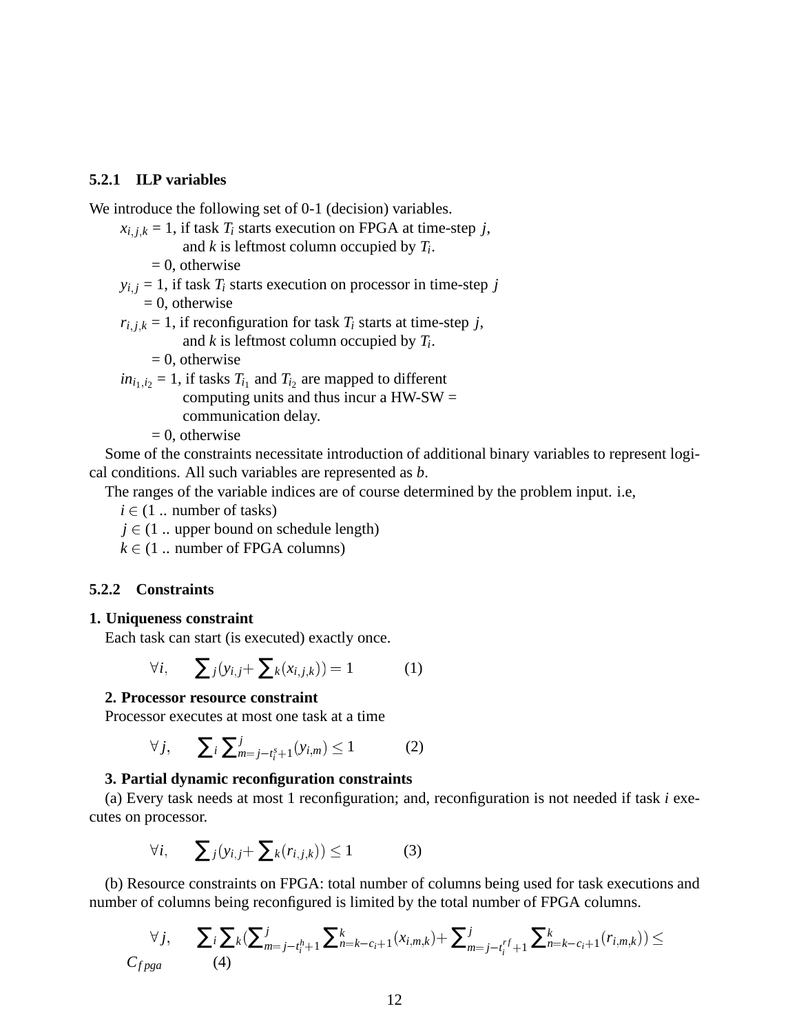### 5.2.1 ILP variables

We introduce the following set of 0-1 (decision) variables.

$x_{i,j,k}$ = 1, if task $T_i$ starts execution on FPGA at time-step $j$, and $k$ is leftmost column occupied by $T_i$.
= 0, otherwise

$y_{i,j}$ = 1, if task $T_i$ starts execution on processor in time-step $j$
= 0, otherwise

$r_{i,j,k}$ = 1, if reconfiguration for task $T_i$ starts at time-step $j$, and $k$ is leftmost column occupied by $T_i$.
= 0, otherwise

$in_{i_1,i_2}$ = 1, if tasks $T_{i_1}$ and $T_{i_2}$ are mapped to different computing units and thus incur a HW-SW = communication delay.
= 0, otherwise

Some of the constraints necessitate introduction of additional binary variables to represent logical conditions. All such variables are represented as $b$.

The ranges of the variable indices are of course determined by the problem input. i.e,

$i \in$ (1 .. number of tasks)
$j \in$ (1 .. upper bound on schedule length)
$k \in$ (1 .. number of FPGA columns)

### 5.2.2 Constraints

**1. Uniqueness constraint**

Each task can start (is executed) exactly once.

$$\forall i, \quad \sum_j (y_{i,j} + \sum_k (x_{i,j,k})) = 1 \qquad (1)$$

**2. Processor resource constraint**

Processor executes at most one task at a time

$$\forall j, \quad \sum_i \sum_{m=j-t_i^s+1}^{j} (y_{i,m}) \leq 1 \qquad (2)$$

**3. Partial dynamic reconfiguration constraints**

(a) Every task needs at most 1 reconfiguration; and, reconfiguration is not needed if task $i$ executes on processor.

$$\forall i, \quad \sum_j (y_{i,j} + \sum_k (r_{i,j,k})) \leq 1 \qquad (3)$$

(b) Resource constraints on FPGA: total number of columns being used for task executions and number of columns being reconfigured is limited by the total number of FPGA columns.

$$\forall j, \quad \sum_i \sum_k (\sum_{m=j-t_i^h+1}^{j} \sum_{n=k-c_i+1}^{k} (x_{i,m,k}) + \sum_{m=j-t_i^{rf}+1}^{j} \sum_{n=k-c_i+1}^{k} (r_{i,m,k})) \leq C_{fpga} \qquad (4)$$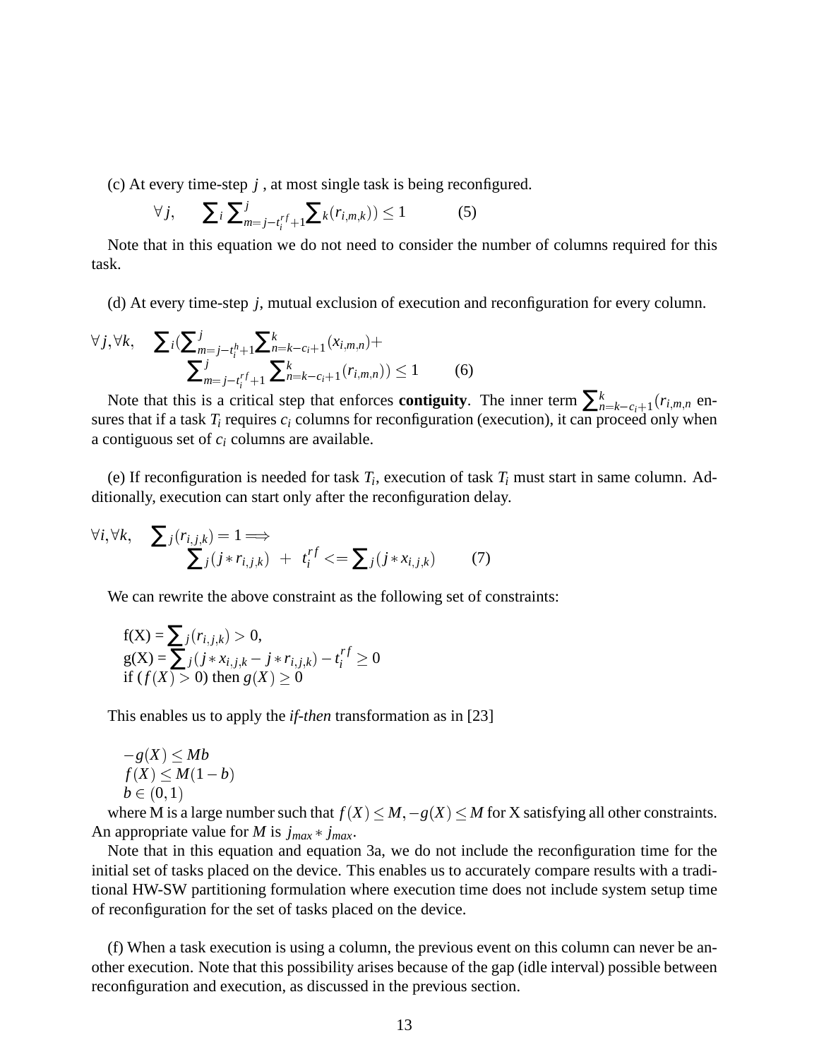(c) At every time-step $j$ , at most single task is being reconfigured.

$$\forall j, \quad \sum_i \sum_{m=j-t_i^{rf}+1}^{j} \sum_k (r_{i,m,k})) \leq 1 \tag{5}$$

Note that in this equation we do not need to consider the number of columns required for this task.

(d) At every time-step $j$, mutual exclusion of execution and reconfiguration for every column.

$$\forall j, \forall k, \quad \sum_i (\sum_{m=j-t_i^h+1}^{j} \sum_{n=k-c_i+1}^{k} (x_{i,m,n}) + \sum_{m=j-t_i^{rf}+1}^{j} \sum_{n=k-c_i+1}^{k} (r_{i,m,n})) \leq 1 \tag{6}$$

Note that this is a critical step that enforces **contiguity**. The inner term $\sum_{n=k-c_i+1}^{k} (r_{i,m,n}$ ensures that if a task $T_i$ requires $c_i$ columns for reconfiguration (execution), it can proceed only when a contiguous set of $c_i$ columns are available.

(e) If reconfiguration is needed for task $T_i$, execution of task $T_i$ must start in same column. Additionally, execution can start only after the reconfiguration delay.

$$\forall i, \forall k, \quad \sum_j (r_{i,j,k}) = 1 \Longrightarrow \sum_j (j * r_{i,j,k}) \; + \; t_i^{rf} <= \sum_j (j * x_{i,j,k}) \tag{7}$$

We can rewrite the above constraint as the following set of constraints:

f(X) = $\sum_j (r_{i,j,k}) > 0$,
g(X) = $\sum_j (j * x_{i,j,k} - j * r_{i,j,k}) - t_i^{rf} \geq 0$
if $(f(X) > 0)$ then $g(X) \geq 0$

This enables us to apply the *if-then* transformation as in [23]

$-g(X) \leq Mb$
$f(X) \leq M(1-b)$
$b \in (0,1)$

where M is a large number such that $f(X) \leq M, -g(X) \leq M$ for X satisfying all other constraints. An appropriate value for $M$ is $j_{max} * j_{max}$.

Note that in this equation and equation 3a, we do not include the reconfiguration time for the initial set of tasks placed on the device. This enables us to accurately compare results with a traditional HW-SW partitioning formulation where execution time does not include system setup time of reconfiguration for the set of tasks placed on the device.

(f) When a task execution is using a column, the previous event on this column can never be another execution. Note that this possibility arises because of the gap (idle interval) possible between reconfiguration and execution, as discussed in the previous section.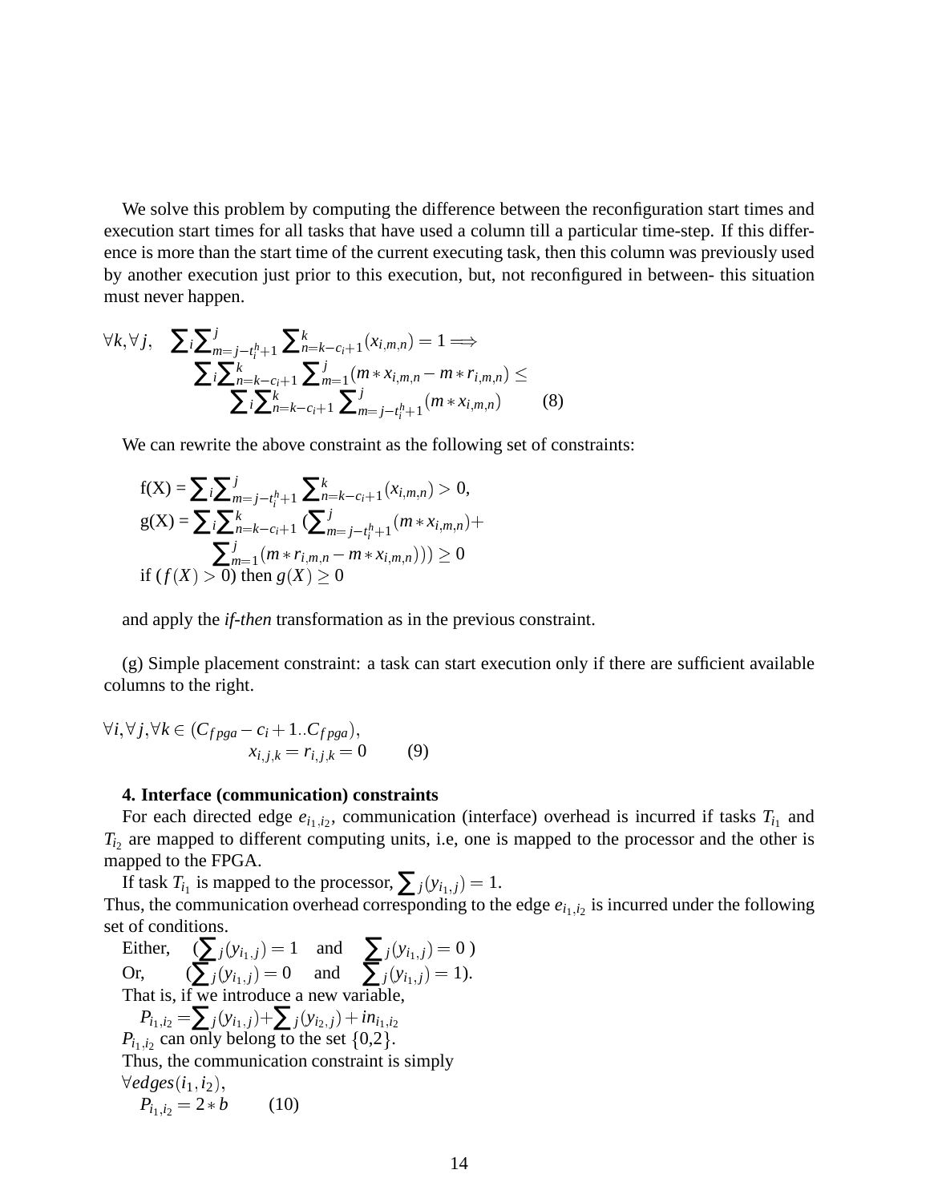We solve this problem by computing the difference between the reconfiguration start times and execution start times for all tasks that have used a column till a particular time-step. If this difference is more than the start time of the current executing task, then this column was previously used by another execution just prior to this execution, but, not reconfigured in between- this situation must never happen.

$$\forall k, \forall j, \quad \sum_i \sum_{m=j-t_i^h+1}^{j} \sum_{n=k-c_i+1}^{k} (x_{i,m,n}) = 1 \Longrightarrow \sum_i \sum_{n=k-c_i+1}^{k} \sum_{m=1}^{j} (m * x_{i,m,n} - m * r_{i,m,n}) \leq \sum_i \sum_{n=k-c_i+1}^{k} \sum_{m=j-t_i^h+1}^{j} (m * x_{i,m,n}) \qquad (8)$$

We can rewrite the above constraint as the following set of constraints:

$$f(X) = \sum_i \sum_{m=j-t_i^h+1}^{j} \sum_{n=k-c_i+1}^{k} (x_{i,m,n}) > 0,$$

$$g(X) = \sum_i \sum_{n=k-c_i+1}^{k} \left( \sum_{m=j-t_i^h+1}^{j} (m * x_{i,m,n}) + \sum_{m=1}^{j} (m * r_{i,m,n} - m * x_{i,m,n}) \right) \geq 0$$

if $(f(X) > 0)$ then $g(X) \geq 0$

and apply the *if-then* transformation as in the previous constraint.

(g) Simple placement constraint: a task can start execution only if there are sufficient available columns to the right.

$$\forall i, \forall j, \forall k \in (C_{fpga} - c_i + 1 .. C_{fpga}), \quad x_{i,j,k} = r_{i,j,k} = 0 \qquad (9)$$

**4. Interface (communication) constraints**

For each directed edge $e_{i_1,i_2}$, communication (interface) overhead is incurred if tasks $T_{i_1}$ and $T_{i_2}$ are mapped to different computing units, i.e, one is mapped to the processor and the other is mapped to the FPGA.

If task $T_{i_1}$ is mapped to the processor, $\sum_j (y_{i_1,j}) = 1$.

Thus, the communication overhead corresponding to the edge $e_{i_1,i_2}$ is incurred under the following set of conditions.

Either, $\quad (\sum_j (y_{i_1,j}) = 1 \quad$ and $\quad \sum_j (y_{i_1,j}) = 0\ )$

Or, $\quad (\sum_j (y_{i_1,j}) = 0 \quad$ and $\quad \sum_j (y_{i_1,j}) = 1)$.

That is, if we introduce a new variable,

$P_{i_1,i_2} = \sum_j (y_{i_1,j}) + \sum_j (y_{i_2,j}) + in_{i_1,i_2}$

$P_{i_1,i_2}$ can only belong to the set {0,2}.

Thus, the communication constraint is simply

$\forall edges(i_1, i_2)$,

$$P_{i_1,i_2} = 2 * b \qquad (10)$$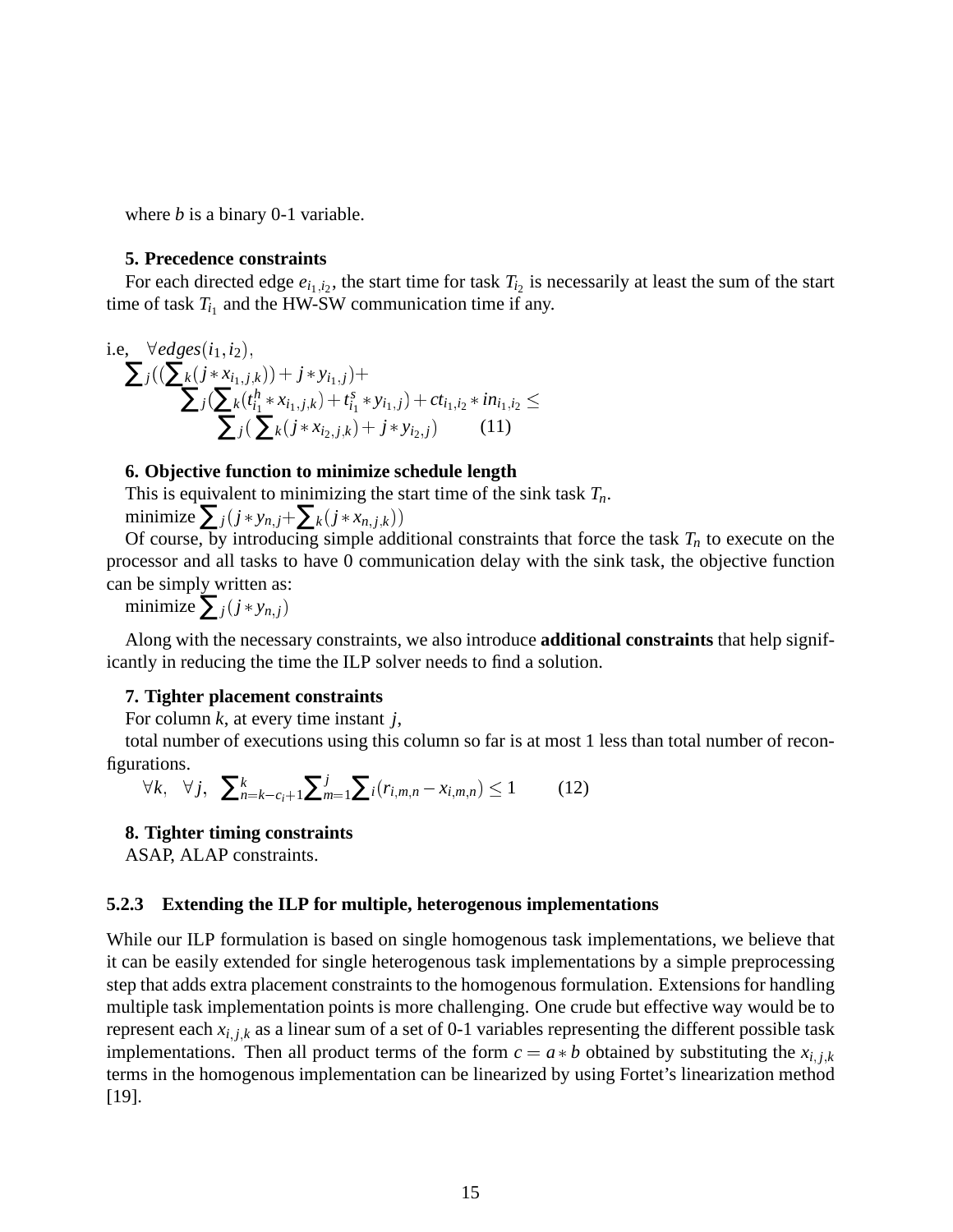where $b$ is a binary 0-1 variable.

**5. Precedence constraints**

For each directed edge $e_{i_1,i_2}$, the start time for task $T_{i_2}$ is necessarily at least the sum of the start time of task $T_{i_1}$ and the HW-SW communication time if any.

i.e, $\forall edges(i_1,i_2)$,

$$\sum_j((\sum_k(j * x_{i_1,j,k})) + j * y_{i_1,j}) + \sum_j(\sum_k(t^h_{i_1} * x_{i_1,j,k}) + t^s_{i_1} * y_{i_1,j}) + ct_{i_1,i_2} * in_{i_1,i_2} \leq \sum_j(\sum_k(j * x_{i_2,j,k}) + j * y_{i_2,j}) \qquad (11)$$

**6. Objective function to minimize schedule length**

This is equivalent to minimizing the start time of the sink task $T_n$.

minimize $\sum_j(j * y_{n,j} + \sum_k(j * x_{n,j,k}))$

Of course, by introducing simple additional constraints that force the task $T_n$ to execute on the processor and all tasks to have 0 communication delay with the sink task, the objective function can be simply written as:

minimize $\sum_j(j * y_{n,j})$

Along with the necessary constraints, we also introduce **additional constraints** that help significantly in reducing the time the ILP solver needs to find a solution.

**7. Tighter placement constraints**

For column $k$, at every time instant $j$,

total number of executions using this column so far is at most 1 less than total number of reconfigurations.

$$\forall k, \quad \forall j, \quad \sum_{n=k-c_i+1}^{k} \sum_{m=1}^{j} \sum_i (r_{i,m,n} - x_{i,m,n}) \leq 1 \qquad (12)$$

**8. Tighter timing constraints**

ASAP, ALAP constraints.

### 5.2.3 Extending the ILP for multiple, heterogenous implementations

While our ILP formulation is based on single homogenous task implementations, we believe that it can be easily extended for single heterogenous task implementations by a simple preprocessing step that adds extra placement constraints to the homogenous formulation. Extensions for handling multiple task implementation points is more challenging. One crude but effective way would be to represent each $x_{i,j,k}$ as a linear sum of a set of 0-1 variables representing the different possible task implementations. Then all product terms of the form $c = a * b$ obtained by substituting the $x_{i,j,k}$ terms in the homogenous implementation can be linearized by using Fortet's linearization method [19].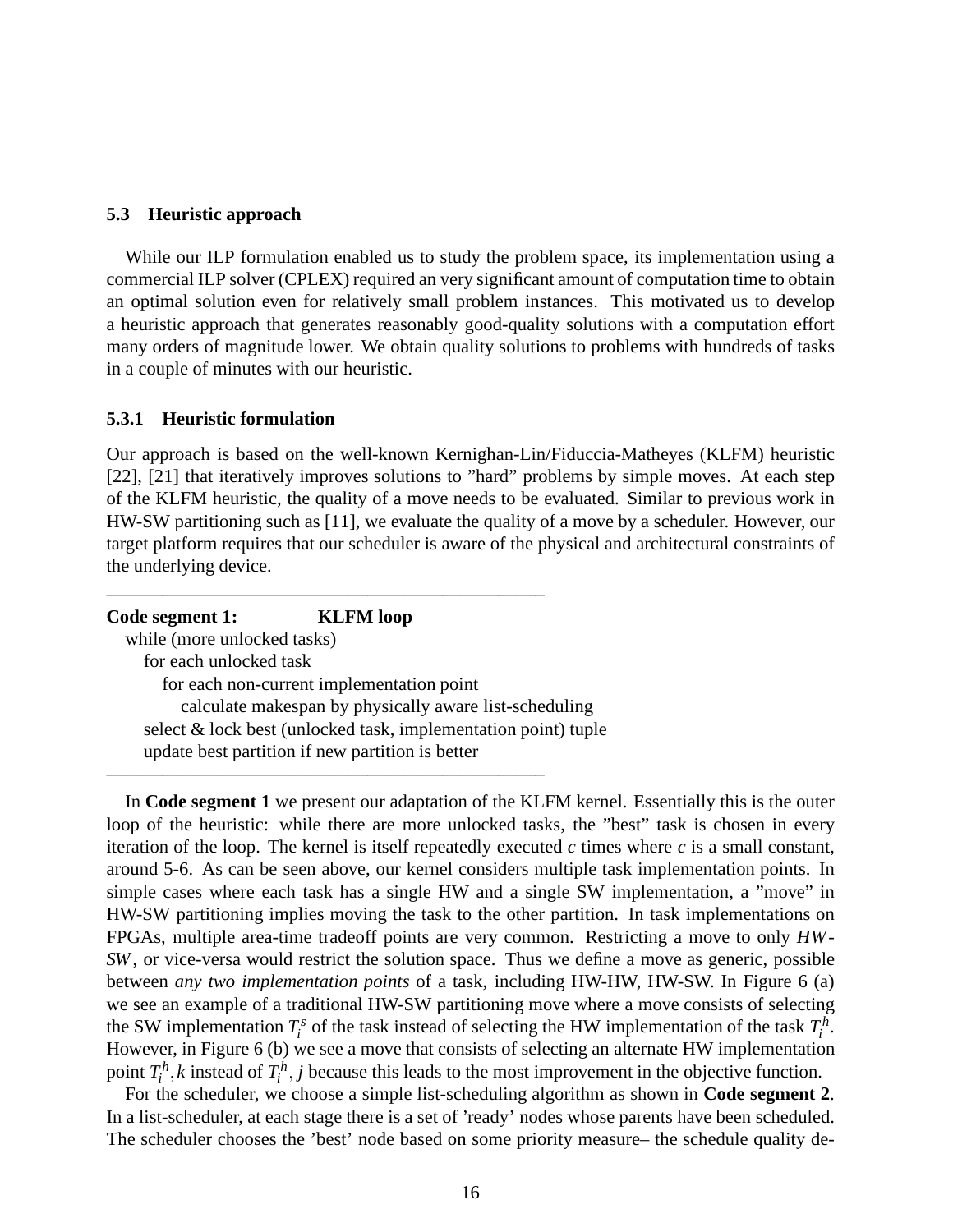### 5.3 Heuristic approach

While our ILP formulation enabled us to study the problem space, its implementation using a commercial ILP solver (CPLEX) required an very significant amount of computation time to obtain an optimal solution even for relatively small problem instances. This motivated us to develop a heuristic approach that generates reasonably good-quality solutions with a computation effort many orders of magnitude lower. We obtain quality solutions to problems with hundreds of tasks in a couple of minutes with our heuristic.

#### 5.3.1 Heuristic formulation

Our approach is based on the well-known Kernighan-Lin/Fiduccia-Matheyes (KLFM) heuristic [22], [21] that iteratively improves solutions to "hard" problems by simple moves. At each step of the KLFM heuristic, the quality of a move needs to be evaluated. Similar to previous work in HW-SW partitioning such as [11], we evaluate the quality of a move by a scheduler. However, our target platform requires that our scheduler is aware of the physical and architectural constraints of the underlying device.

**Code segment 1: KLFM loop**

```
while (more unlocked tasks)
   for each unlocked task
      for each non-current implementation point
         calculate makespan by physically aware list-scheduling
   select & lock best (unlocked task, implementation point) tuple
   update best partition if new partition is better
```

In **Code segment 1** we present our adaptation of the KLFM kernel. Essentially this is the outer loop of the heuristic: while there are more unlocked tasks, the "best" task is chosen in every iteration of the loop. The kernel is itself repeatedly executed $c$ times where $c$ is a small constant, around 5-6. As can be seen above, our kernel considers multiple task implementation points. In simple cases where each task has a single HW and a single SW implementation, a "move" in HW-SW partitioning implies moving the task to the other partition. In task implementations on FPGAs, multiple area-time tradeoff points are very common. Restricting a move to only *HW-SW*, or vice-versa would restrict the solution space. Thus we define a move as generic, possible between *any two implementation points* of a task, including HW-HW, HW-SW. In Figure 6 (a) we see an example of a traditional HW-SW partitioning move where a move consists of selecting the SW implementation $T_i^s$ of the task instead of selecting the HW implementation of the task $T_i^h$. However, in Figure 6 (b) we see a move that consists of selecting an alternate HW implementation point $T_i^h, k$ instead of $T_i^h, j$ because this leads to the most improvement in the objective function.

For the scheduler, we choose a simple list-scheduling algorithm as shown in **Code segment 2**. In a list-scheduler, at each stage there is a set of 'ready' nodes whose parents have been scheduled. The scheduler chooses the 'best' node based on some priority measure– the schedule quality de-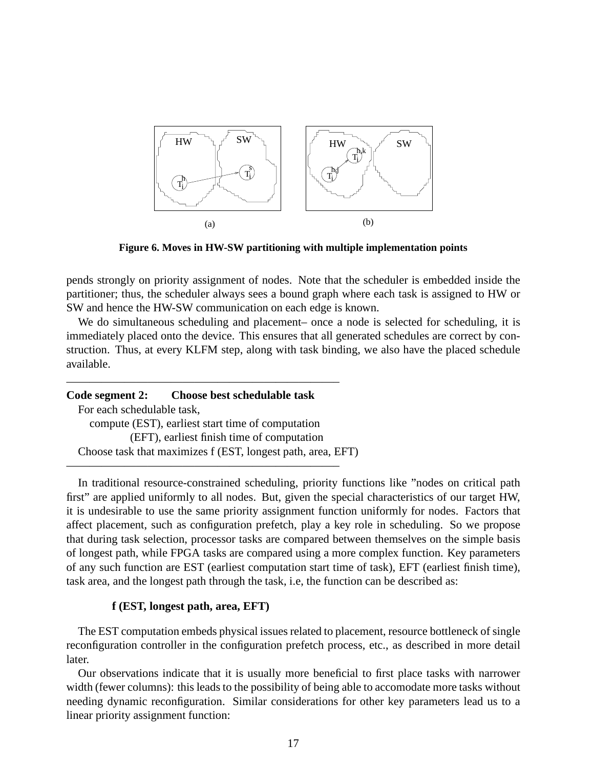HW SW $T_i^h$ $T_i^s$

(a)

HW SW $T_i^{h,k}$ $T_i^{h,j}$

(b)

**Figure 6. Moves in HW-SW partitioning with multiple implementation points**

pends strongly on priority assignment of nodes. Note that the scheduler is embedded inside the partitioner; thus, the scheduler always sees a bound graph where each task is assigned to HW or SW and hence the HW-SW communication on each edge is known.

We do simultaneous scheduling and placement– once a node is selected for scheduling, it is immediately placed onto the device. This ensures that all generated schedules are correct by construction. Thus, at every KLFM step, along with task binding, we also have the placed schedule available.

---

**Code segment 2: Choose best schedulable task**

```
For each schedulable task,
   compute (EST), earliest start time of computation
           (EFT), earliest finish time of computation
Choose task that maximizes f (EST, longest path, area, EFT)
```

---

In traditional resource-constrained scheduling, priority functions like "nodes on critical path first" are applied uniformly to all nodes. But, given the special characteristics of our target HW, it is undesirable to use the same priority assignment function uniformly for nodes. Factors that affect placement, such as configuration prefetch, play a key role in scheduling. So we propose that during task selection, processor tasks are compared between themselves on the simple basis of longest path, while FPGA tasks are compared using a more complex function. Key parameters of any such function are EST (earliest computation start time of task), EFT (earliest finish time), task area, and the longest path through the task, i.e, the function can be described as:

**f (EST, longest path, area, EFT)**

The EST computation embeds physical issues related to placement, resource bottleneck of single reconfiguration controller in the configuration prefetch process, etc., as described in more detail later.

Our observations indicate that it is usually more beneficial to first place tasks with narrower width (fewer columns): this leads to the possibility of being able to accomodate more tasks without needing dynamic reconfiguration. Similar considerations for other key parameters lead us to a linear priority assignment function: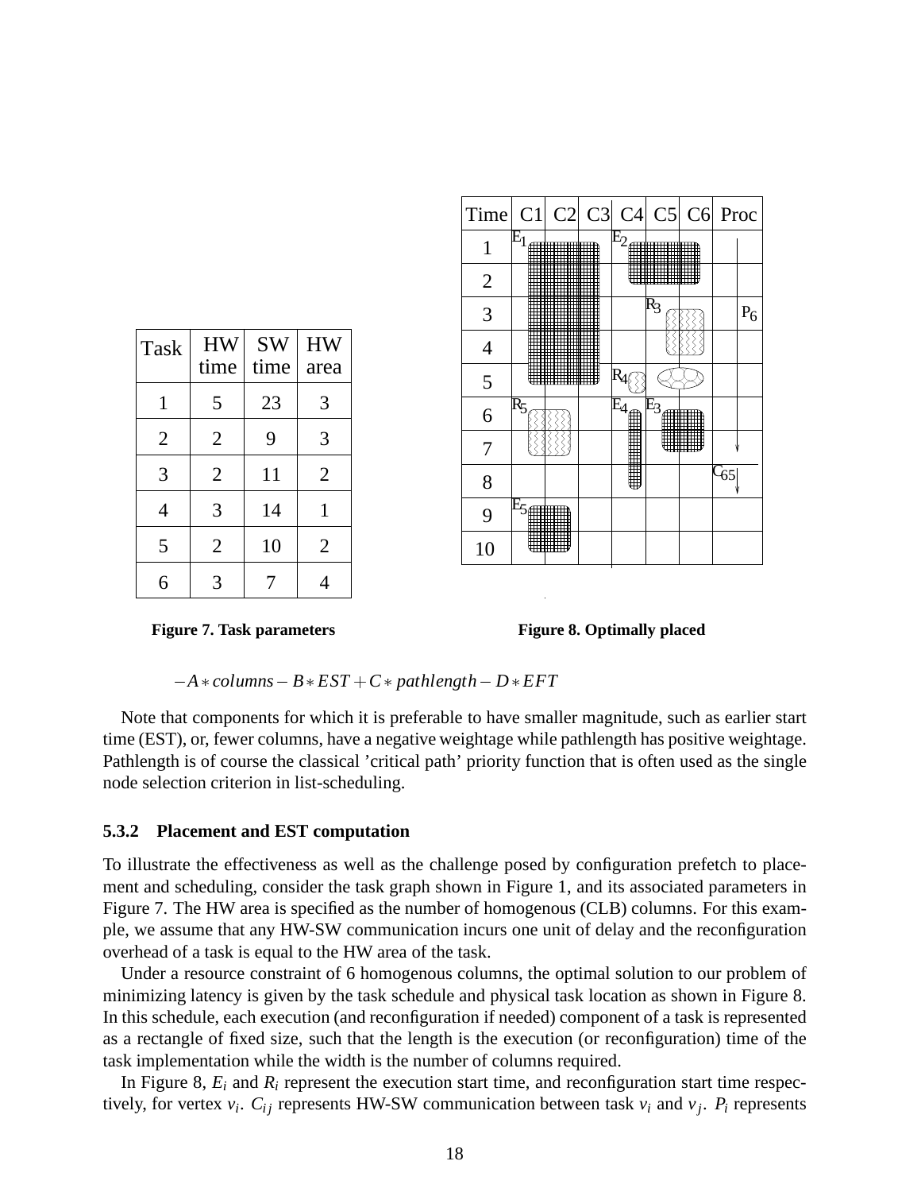| Task | HW time | SW time | HW area |
|---|---|---|---|
| 1 | 5 | 23 | 3 |
| 2 | 2 | 9 | 3 |
| 3 | 2 | 11 | 2 |
| 4 | 3 | 14 | 1 |
| 5 | 2 | 10 | 2 |
| 6 | 3 | 7 | 4 |

**Figure 7. Task parameters**

| Time | C1 | C2 | C3 | C4 | C5 | C6 | Proc |
|---|---|---|---|---|---|---|---|
| 1 | $E_1$ | | | $E_2$ | | | |
| 2 | | | | | | | |
| 3 | | | | | $R_3$ | | $P_6$ |
| 4 | | | | | | | |
| 5 | | | | $R_4$ | | | |
| 6 | $R_5$ | | | $E_4$ | $E_3$ | | |
| 7 | | | | | | | |
| 8 | | | | | | | $C_{65}$ |
| 9 | $E_5$ | | | | | | |
| 10 | | | | | | | |

**Figure 8. Optimally placed**

$$-A*columns - B*EST + C*pathlength - D*EFT$$

Note that components for which it is preferable to have smaller magnitude, such as earlier start time (EST), or, fewer columns, have a negative weightage while pathlength has positive weightage. Pathlength is of course the classical 'critical path' priority function that is often used as the single node selection criterion in list-scheduling.

### 5.3.2 Placement and EST computation

To illustrate the effectiveness as well as the challenge posed by configuration prefetch to placement and scheduling, consider the task graph shown in Figure 1, and its associated parameters in Figure 7. The HW area is specified as the number of homogenous (CLB) columns. For this example, we assume that any HW-SW communication incurs one unit of delay and the reconfiguration overhead of a task is equal to the HW area of the task.

Under a resource constraint of 6 homogenous columns, the optimal solution to our problem of minimizing latency is given by the task schedule and physical task location as shown in Figure 8. In this schedule, each execution (and reconfiguration if needed) component of a task is represented as a rectangle of fixed size, such that the length is the execution (or reconfiguration) time of the task implementation while the width is the number of columns required.

In Figure 8, $E_i$ and $R_i$ represent the execution start time, and reconfiguration start time respectively, for vertex $v_i$. $C_{ij}$ represents HW-SW communication between task $v_i$ and $v_j$. $P_i$ represents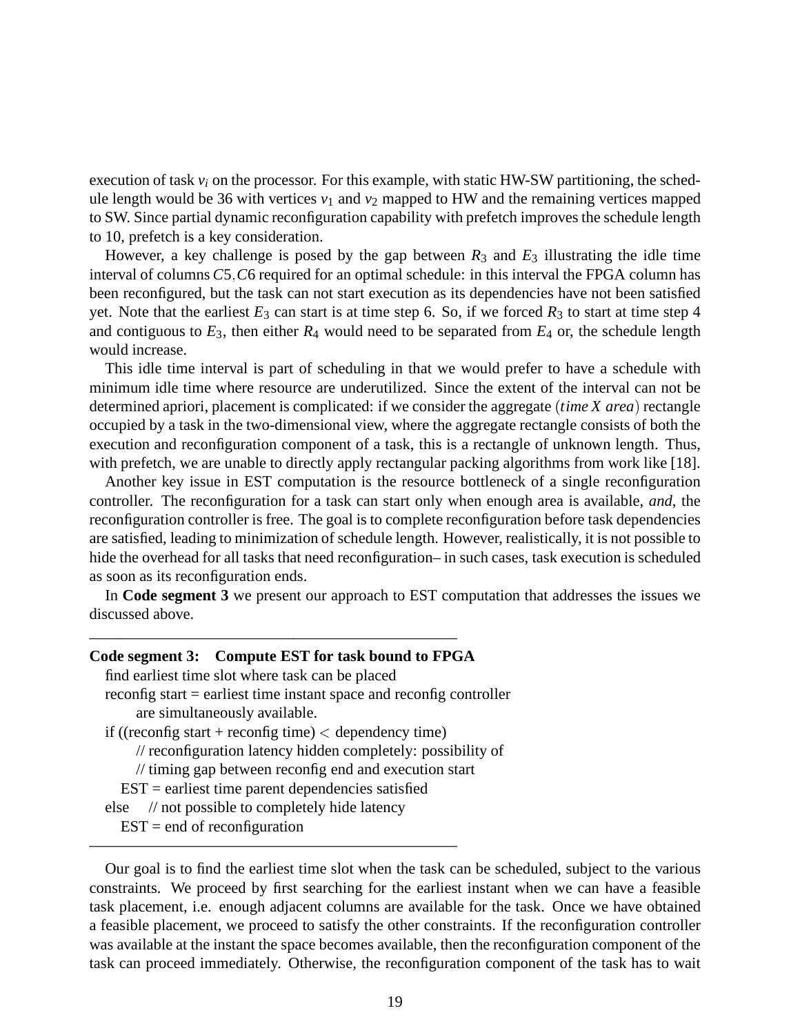execution of task $v_i$ on the processor. For this example, with static HW-SW partitioning, the schedule length would be 36 with vertices $v_1$ and $v_2$ mapped to HW and the remaining vertices mapped to SW. Since partial dynamic reconfiguration capability with prefetch improves the schedule length to 10, prefetch is a key consideration.

However, a key challenge is posed by the gap between $R_3$ and $E_3$ illustrating the idle time interval of columns $C5, C6$ required for an optimal schedule: in this interval the FPGA column has been reconfigured, but the task can not start execution as its dependencies have not been satisfied yet. Note that the earliest $E_3$ can start is at time step 6. So, if we forced $R_3$ to start at time step 4 and contiguous to $E_3$, then either $R_4$ would need to be separated from $E_4$ or, the schedule length would increase.

This idle time interval is part of scheduling in that we would prefer to have a schedule with minimum idle time where resource are underutilized. Since the extent of the interval can not be determined apriori, placement is complicated: if we consider the aggregate $(time\ X\ area)$ rectangle occupied by a task in the two-dimensional view, where the aggregate rectangle consists of both the execution and reconfiguration component of a task, this is a rectangle of unknown length. Thus, with prefetch, we are unable to directly apply rectangular packing algorithms from work like [18].

Another key issue in EST computation is the resource bottleneck of a single reconfiguration controller. The reconfiguration for a task can start only when enough area is available, *and*, the reconfiguration controller is free. The goal is to complete reconfiguration before task dependencies are satisfied, leading to minimization of schedule length. However, realistically, it is not possible to hide the overhead for all tasks that need reconfiguration– in such cases, task execution is scheduled as soon as its reconfiguration ends.

In **Code segment 3** we present our approach to EST computation that addresses the issues we discussed above.

**Code segment 3: Compute EST for task bound to FPGA**

```
find earliest time slot where task can be placed
reconfig start = earliest time instant space and reconfig controller
      are simultaneously available.
if ((reconfig start + reconfig time) < dependency time)
      // reconfiguration latency hidden completely: possibility of
      // timing gap between reconfig end and execution start
   EST = earliest time parent dependencies satisfied
else    // not possible to completely hide latency
   EST = end of reconfiguration
```

Our goal is to find the earliest time slot when the task can be scheduled, subject to the various constraints. We proceed by first searching for the earliest instant when we can have a feasible task placement, i.e. enough adjacent columns are available for the task. Once we have obtained a feasible placement, we proceed to satisfy the other constraints. If the reconfiguration controller was available at the instant the space becomes available, then the reconfiguration component of the task can proceed immediately. Otherwise, the reconfiguration component of the task has to wait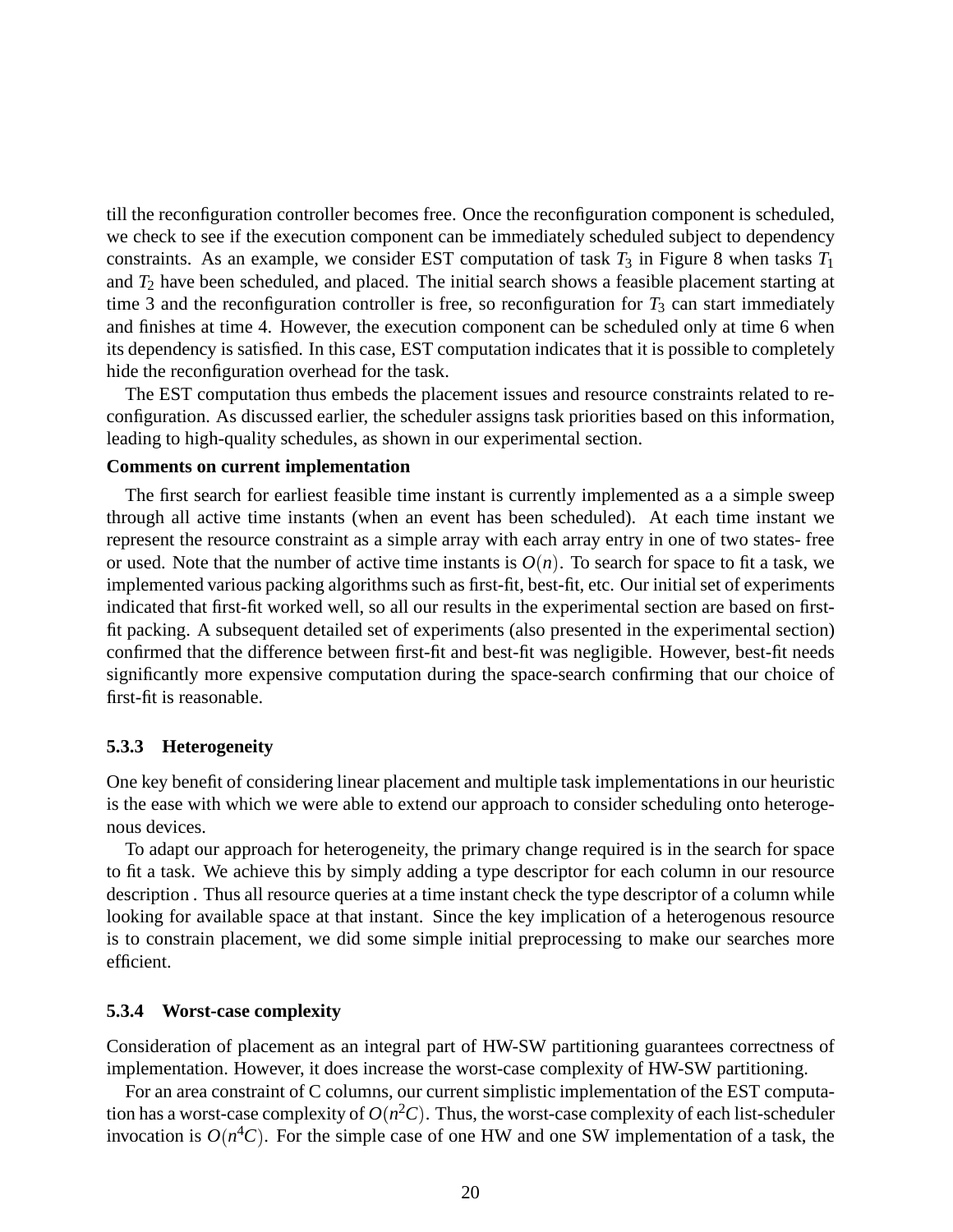till the reconfiguration controller becomes free. Once the reconfiguration component is scheduled, we check to see if the execution component can be immediately scheduled subject to dependency constraints. As an example, we consider EST computation of task $T_3$ in Figure 8 when tasks $T_1$ and $T_2$ have been scheduled, and placed. The initial search shows a feasible placement starting at time 3 and the reconfiguration controller is free, so reconfiguration for $T_3$ can start immediately and finishes at time 4. However, the execution component can be scheduled only at time 6 when its dependency is satisfied. In this case, EST computation indicates that it is possible to completely hide the reconfiguration overhead for the task.

The EST computation thus embeds the placement issues and resource constraints related to reconfiguration. As discussed earlier, the scheduler assigns task priorities based on this information, leading to high-quality schedules, as shown in our experimental section.

**Comments on current implementation**

The first search for earliest feasible time instant is currently implemented as a a simple sweep through all active time instants (when an event has been scheduled). At each time instant we represent the resource constraint as a simple array with each array entry in one of two states- free or used. Note that the number of active time instants is $O(n)$. To search for space to fit a task, we implemented various packing algorithms such as first-fit, best-fit, etc. Our initial set of experiments indicated that first-fit worked well, so all our results in the experimental section are based on first-fit packing. A subsequent detailed set of experiments (also presented in the experimental section) confirmed that the difference between first-fit and best-fit was negligible. However, best-fit needs significantly more expensive computation during the space-search confirming that our choice of first-fit is reasonable.

### 5.3.3 Heterogeneity

One key benefit of considering linear placement and multiple task implementations in our heuristic is the ease with which we were able to extend our approach to consider scheduling onto heterogenous devices.

To adapt our approach for heterogeneity, the primary change required is in the search for space to fit a task. We achieve this by simply adding a type descriptor for each column in our resource description . Thus all resource queries at a time instant check the type descriptor of a column while looking for available space at that instant. Since the key implication of a heterogenous resource is to constrain placement, we did some simple initial preprocessing to make our searches more efficient.

### 5.3.4 Worst-case complexity

Consideration of placement as an integral part of HW-SW partitioning guarantees correctness of implementation. However, it does increase the worst-case complexity of HW-SW partitioning.

For an area constraint of C columns, our current simplistic implementation of the EST computation has a worst-case complexity of $O(n^2C)$. Thus, the worst-case complexity of each list-scheduler invocation is $O(n^4C)$. For the simple case of one HW and one SW implementation of a task, the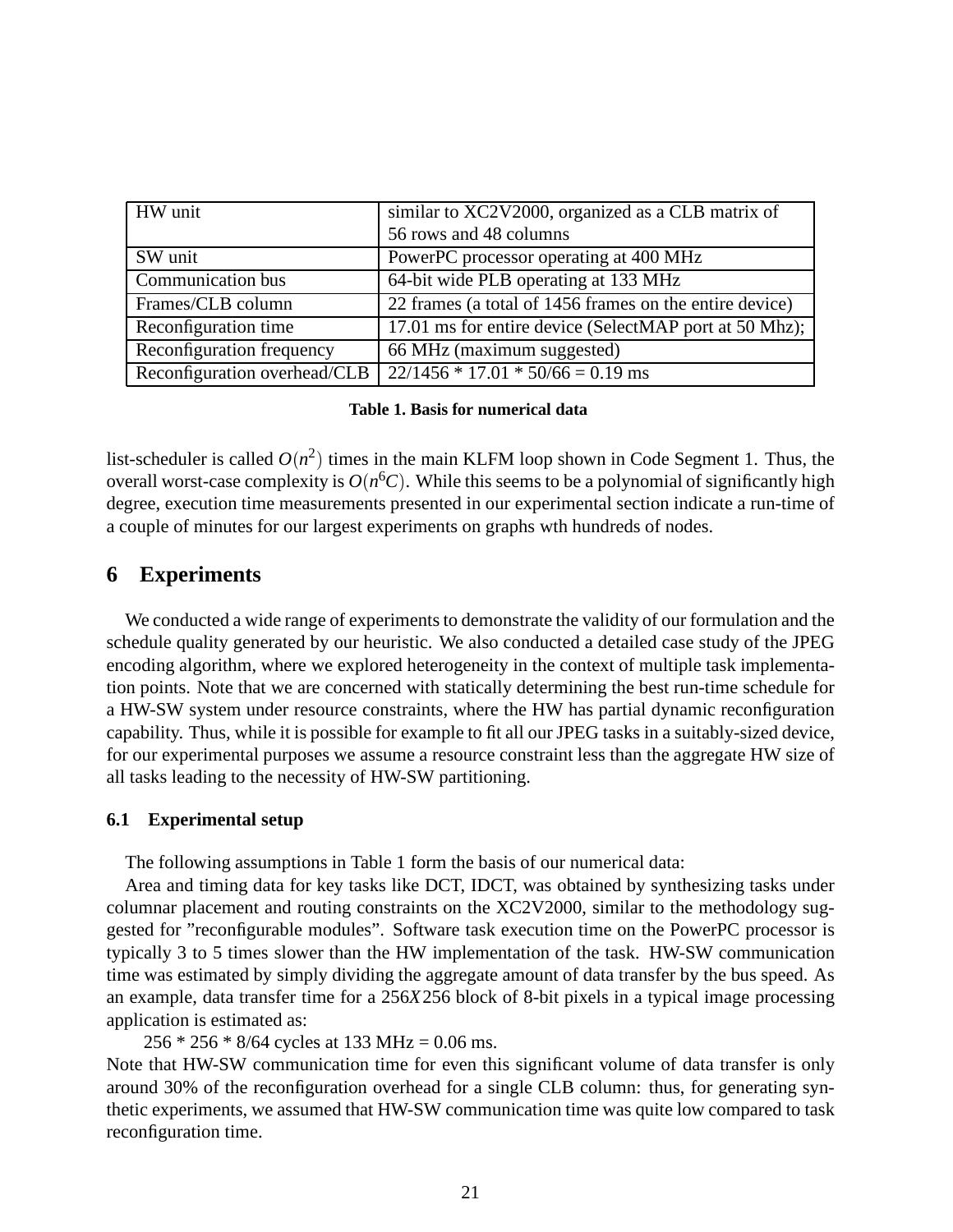| | |
|---|---|
| HW unit | similar to XC2V2000, organized as a CLB matrix of 56 rows and 48 columns |
| SW unit | PowerPC processor operating at 400 MHz |
| Communication bus | 64-bit wide PLB operating at 133 MHz |
| Frames/CLB column | 22 frames (a total of 1456 frames on the entire device) |
| Reconfiguration time | 17.01 ms for entire device (SelectMAP port at 50 Mhz); |
| Reconfiguration frequency | 66 MHz (maximum suggested) |
| Reconfiguration overhead/CLB | 22/1456 * 17.01 * 50/66 = 0.19 ms |

**Table 1. Basis for numerical data**

list-scheduler is called $O(n^2)$ times in the main KLFM loop shown in Code Segment 1. Thus, the overall worst-case complexity is $O(n^6C)$. While this seems to be a polynomial of significantly high degree, execution time measurements presented in our experimental section indicate a run-time of a couple of minutes for our largest experiments on graphs wth hundreds of nodes.

## 6 Experiments

We conducted a wide range of experiments to demonstrate the validity of our formulation and the schedule quality generated by our heuristic. We also conducted a detailed case study of the JPEG encoding algorithm, where we explored heterogeneity in the context of multiple task implementation points. Note that we are concerned with statically determining the best run-time schedule for a HW-SW system under resource constraints, where the HW has partial dynamic reconfiguration capability. Thus, while it is possible for example to fit all our JPEG tasks in a suitably-sized device, for our experimental purposes we assume a resource constraint less than the aggregate HW size of all tasks leading to the necessity of HW-SW partitioning.

### 6.1 Experimental setup

The following assumptions in Table 1 form the basis of our numerical data:

Area and timing data for key tasks like DCT, IDCT, was obtained by synthesizing tasks under columnar placement and routing constraints on the XC2V2000, similar to the methodology suggested for "reconfigurable modules". Software task execution time on the PowerPC processor is typically 3 to 5 times slower than the HW implementation of the task. HW-SW communication time was estimated by simply dividing the aggregate amount of data transfer by the bus speed. As an example, data transfer time for a $256X256$ block of 8-bit pixels in a typical image processing application is estimated as:

256 * 256 * 8/64 cycles at 133 MHz = 0.06 ms.

Note that HW-SW communication time for even this significant volume of data transfer is only around 30% of the reconfiguration overhead for a single CLB column: thus, for generating synthetic experiments, we assumed that HW-SW communication time was quite low compared to task reconfiguration time.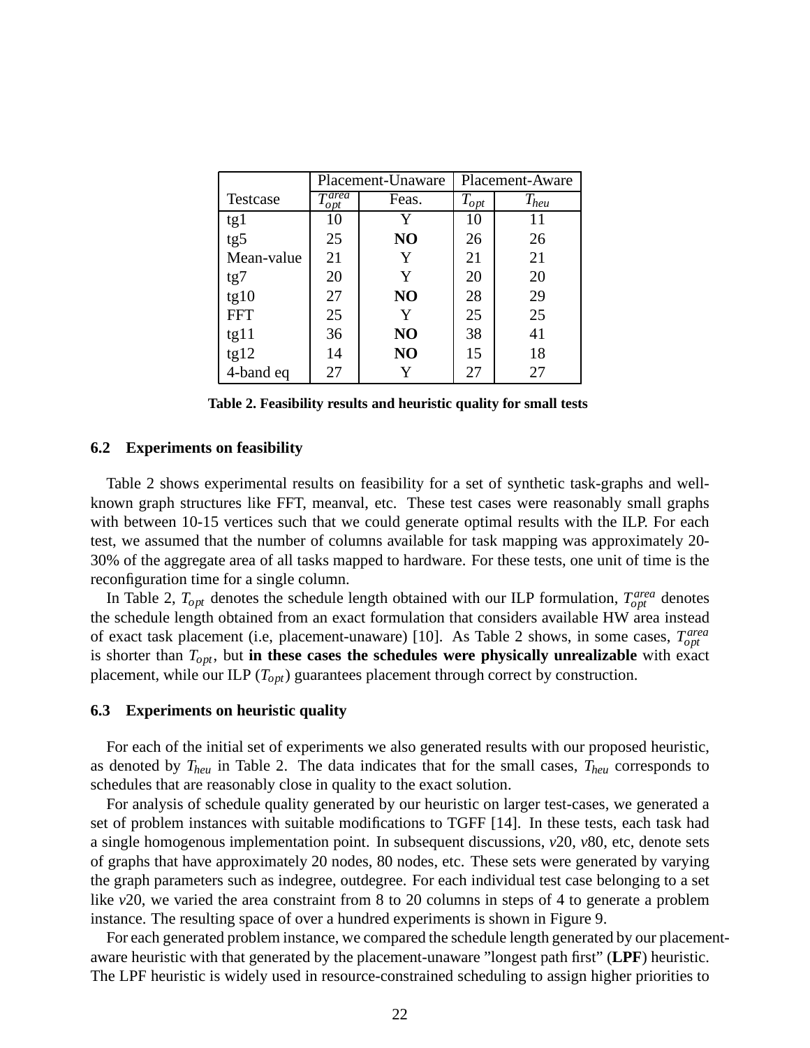| | Placement-Unaware | | Placement-Aware | |
|---|---|---|---|---|
| Testcase | $T_{opt}^{area}$ | Feas. | $T_{opt}$ | $T_{heu}$ |
| tg1 | 10 | Y | 10 | 11 |
| tg5 | 25 | **NO** | 26 | 26 |
| Mean-value | 21 | Y | 21 | 21 |
| tg7 | 20 | Y | 20 | 20 |
| tg10 | 27 | **NO** | 28 | 29 |
| FFT | 25 | Y | 25 | 25 |
| tg11 | 36 | **NO** | 38 | 41 |
| tg12 | 14 | **NO** | 15 | 18 |
| 4-band eq | 27 | Y | 27 | 27 |

**Table 2. Feasibility results and heuristic quality for small tests**

### 6.2 Experiments on feasibility

Table 2 shows experimental results on feasibility for a set of synthetic task-graphs and well-known graph structures like FFT, meanval, etc. These test cases were reasonably small graphs with between 10-15 vertices such that we could generate optimal results with the ILP. For each test, we assumed that the number of columns available for task mapping was approximately 20-30% of the aggregate area of all tasks mapped to hardware. For these tests, one unit of time is the reconfiguration time for a single column.

In Table 2, $T_{opt}$ denotes the schedule length obtained with our ILP formulation, $T_{opt}^{area}$ denotes the schedule length obtained from an exact formulation that considers available HW area instead of exact task placement (i.e, placement-unaware) [10]. As Table 2 shows, in some cases, $T_{opt}^{area}$ is shorter than $T_{opt}$, but **in these cases the schedules were physically unrealizable** with exact placement, while our ILP ($T_{opt}$) guarantees placement through correct by construction.

### 6.3 Experiments on heuristic quality

For each of the initial set of experiments we also generated results with our proposed heuristic, as denoted by $T_{heu}$ in Table 2. The data indicates that for the small cases, $T_{heu}$ corresponds to schedules that are reasonably close in quality to the exact solution.

For analysis of schedule quality generated by our heuristic on larger test-cases, we generated a set of problem instances with suitable modifications to TGFF [14]. In these tests, each task had a single homogenous implementation point. In subsequent discussions, *v*20, *v*80, etc, denote sets of graphs that have approximately 20 nodes, 80 nodes, etc. These sets were generated by varying the graph parameters such as indegree, outdegree. For each individual test case belonging to a set like *v*20, we varied the area constraint from 8 to 20 columns in steps of 4 to generate a problem instance. The resulting space of over a hundred experiments is shown in Figure 9.

For each generated problem instance, we compared the schedule length generated by our placement-aware heuristic with that generated by the placement-unaware "longest path first" (**LPF**) heuristic. The LPF heuristic is widely used in resource-constrained scheduling to assign higher priorities to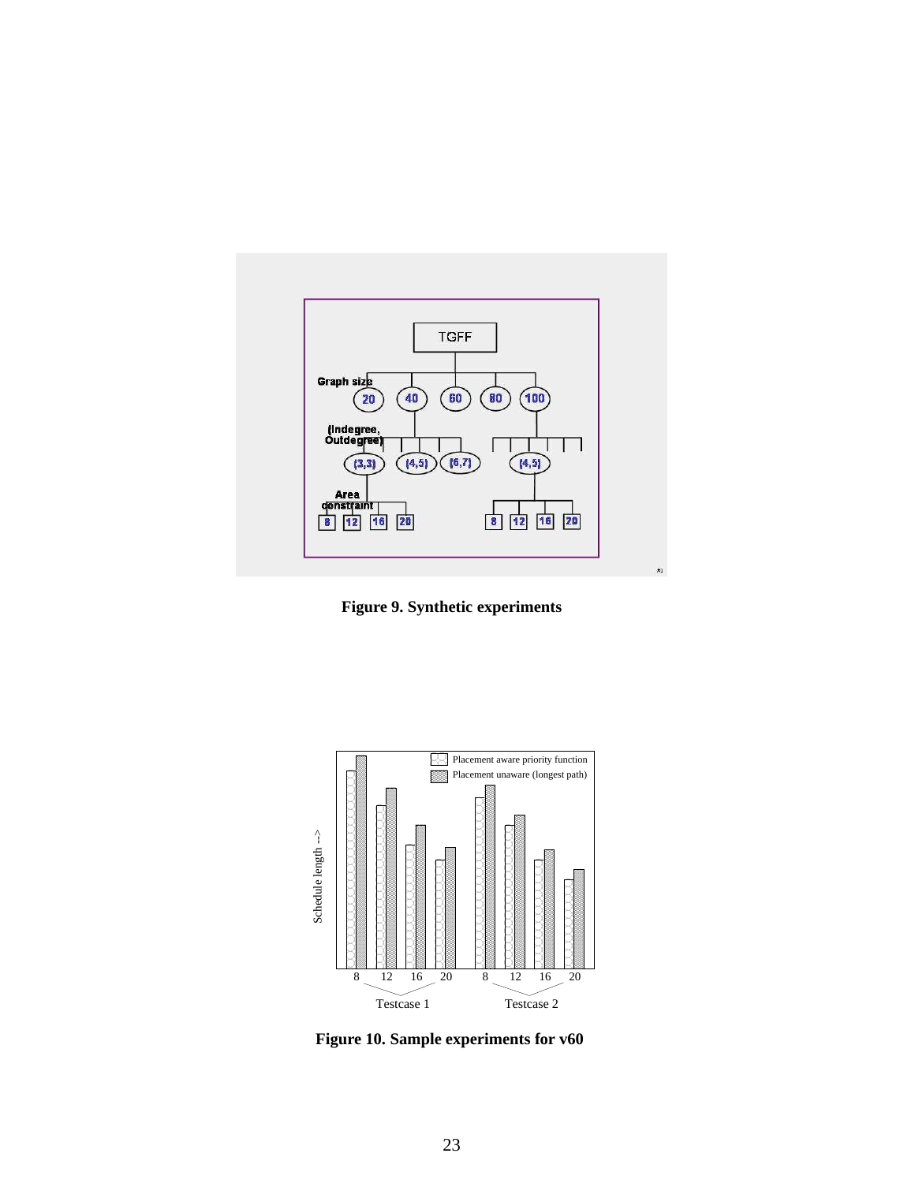**Figure 9. Synthetic experiments**

**Figure 10. Sample experiments for v60**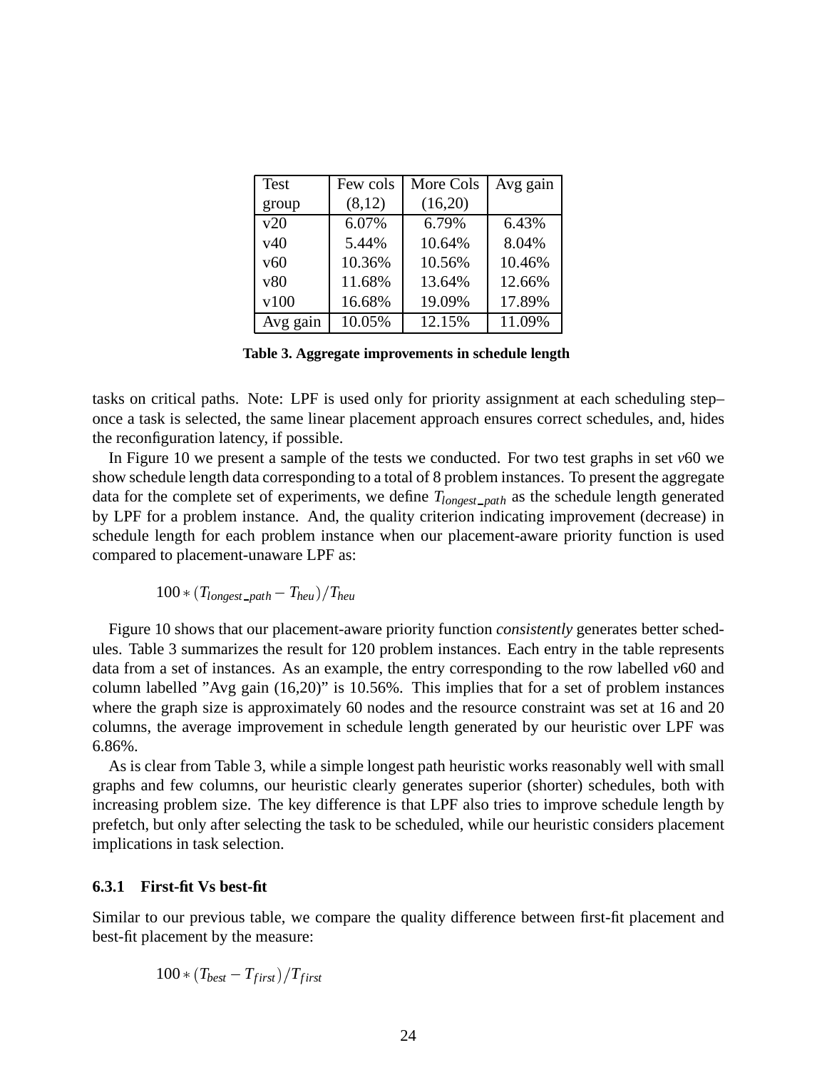| Test group | Few cols (8,12) | More Cols (16,20) | Avg gain |
|---|---|---|---|
| v20 | 6.07% | 6.79% | 6.43% |
| v40 | 5.44% | 10.64% | 8.04% |
| v60 | 10.36% | 10.56% | 10.46% |
| v80 | 11.68% | 13.64% | 12.66% |
| v100 | 16.68% | 19.09% | 17.89% |
| Avg gain | 10.05% | 12.15% | 11.09% |

**Table 3. Aggregate improvements in schedule length**

tasks on critical paths. Note: LPF is used only for priority assignment at each scheduling step– once a task is selected, the same linear placement approach ensures correct schedules, and, hides the reconfiguration latency, if possible.

In Figure 10 we present a sample of the tests we conducted. For two test graphs in set $v60$ we show schedule length data corresponding to a total of 8 problem instances. To present the aggregate data for the complete set of experiments, we define $T_{longest\_path}$ as the schedule length generated by LPF for a problem instance. And, the quality criterion indicating improvement (decrease) in schedule length for each problem instance when our placement-aware priority function is used compared to placement-unaware LPF as:

$$100 * (T_{longest\_path} - T_{heu})/T_{heu}$$

Figure 10 shows that our placement-aware priority function *consistently* generates better schedules. Table 3 summarizes the result for 120 problem instances. Each entry in the table represents data from a set of instances. As an example, the entry corresponding to the row labelled $v60$ and column labelled "Avg gain (16,20)" is 10.56%. This implies that for a set of problem instances where the graph size is approximately 60 nodes and the resource constraint was set at 16 and 20 columns, the average improvement in schedule length generated by our heuristic over LPF was 6.86%.

As is clear from Table 3, while a simple longest path heuristic works reasonably well with small graphs and few columns, our heuristic clearly generates superior (shorter) schedules, both with increasing problem size. The key difference is that LPF also tries to improve schedule length by prefetch, but only after selecting the task to be scheduled, while our heuristic considers placement implications in task selection.

#### 6.3.1 First-fit Vs best-fit

Similar to our previous table, we compare the quality difference between first-fit placement and best-fit placement by the measure:

$$100 * (T_{best} - T_{first})/T_{first}$$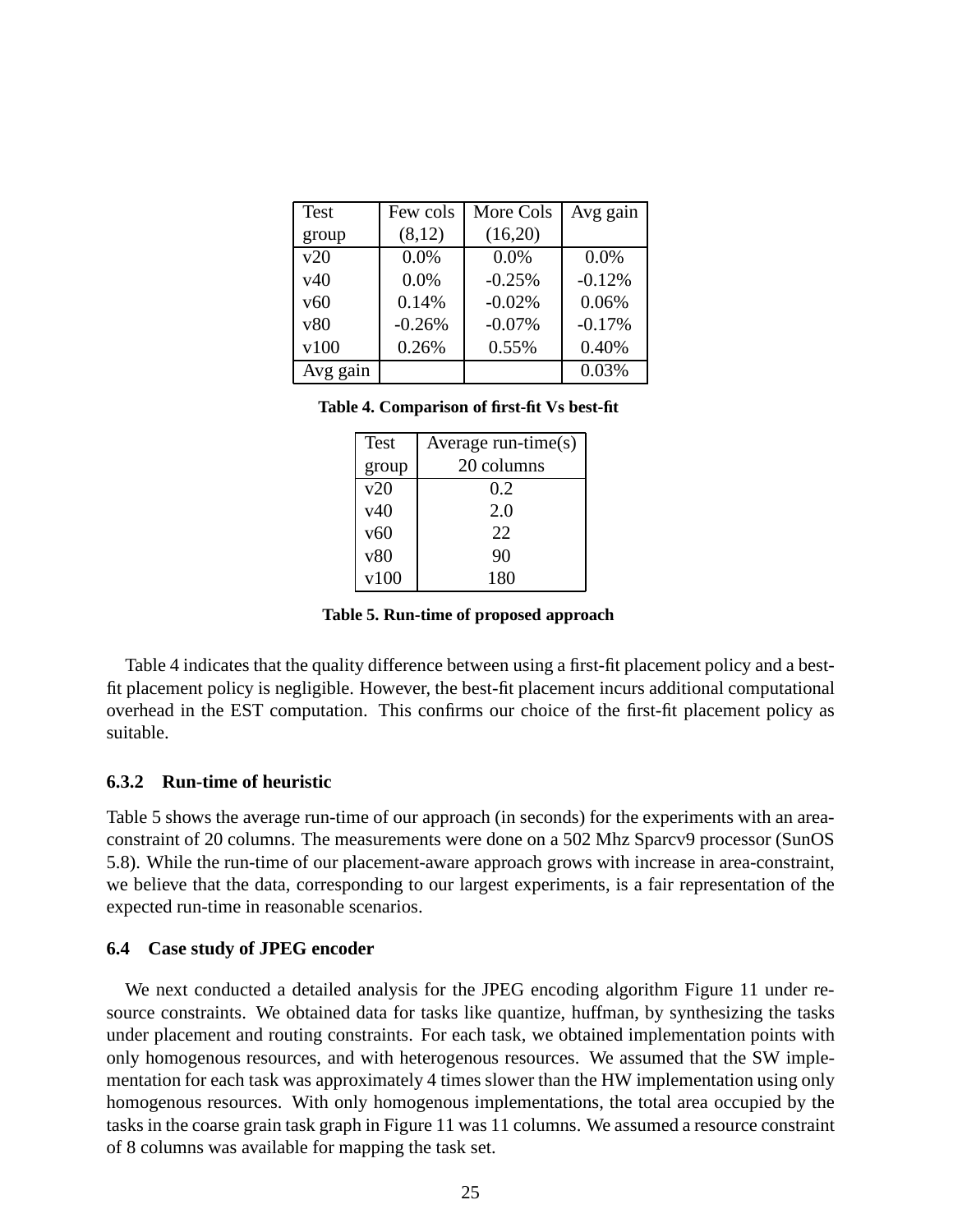| Test group | Few cols (8,12) | More Cols (16,20) | Avg gain |
|---|---|---|---|
| v20 | 0.0% | 0.0% | 0.0% |
| v40 | 0.0% | -0.25% | -0.12% |
| v60 | 0.14% | -0.02% | 0.06% |
| v80 | -0.26% | -0.07% | -0.17% |
| v100 | 0.26% | 0.55% | 0.40% |
| Avg gain | | | 0.03% |

**Table 4. Comparison of first-fit Vs best-fit**

| Test group | Average run-time(s) 20 columns |
|---|---|
| v20 | 0.2 |
| v40 | 2.0 |
| v60 | 22 |
| v80 | 90 |
| v100 | 180 |

**Table 5. Run-time of proposed approach**

Table 4 indicates that the quality difference between using a first-fit placement policy and a best-fit placement policy is negligible. However, the best-fit placement incurs additional computational overhead in the EST computation. This confirms our choice of the first-fit placement policy as suitable.

#### 6.3.2 Run-time of heuristic

Table 5 shows the average run-time of our approach (in seconds) for the experiments with an area-constraint of 20 columns. The measurements were done on a 502 Mhz Sparcv9 processor (SunOS 5.8). While the run-time of our placement-aware approach grows with increase in area-constraint, we believe that the data, corresponding to our largest experiments, is a fair representation of the expected run-time in reasonable scenarios.

### 6.4 Case study of JPEG encoder

We next conducted a detailed analysis for the JPEG encoding algorithm Figure 11 under resource constraints. We obtained data for tasks like quantize, huffman, by synthesizing the tasks under placement and routing constraints. For each task, we obtained implementation points with only homogenous resources, and with heterogenous resources. We assumed that the SW implementation for each task was approximately 4 times slower than the HW implementation using only homogenous resources. With only homogenous implementations, the total area occupied by the tasks in the coarse grain task graph in Figure 11 was 11 columns. We assumed a resource constraint of 8 columns was available for mapping the task set.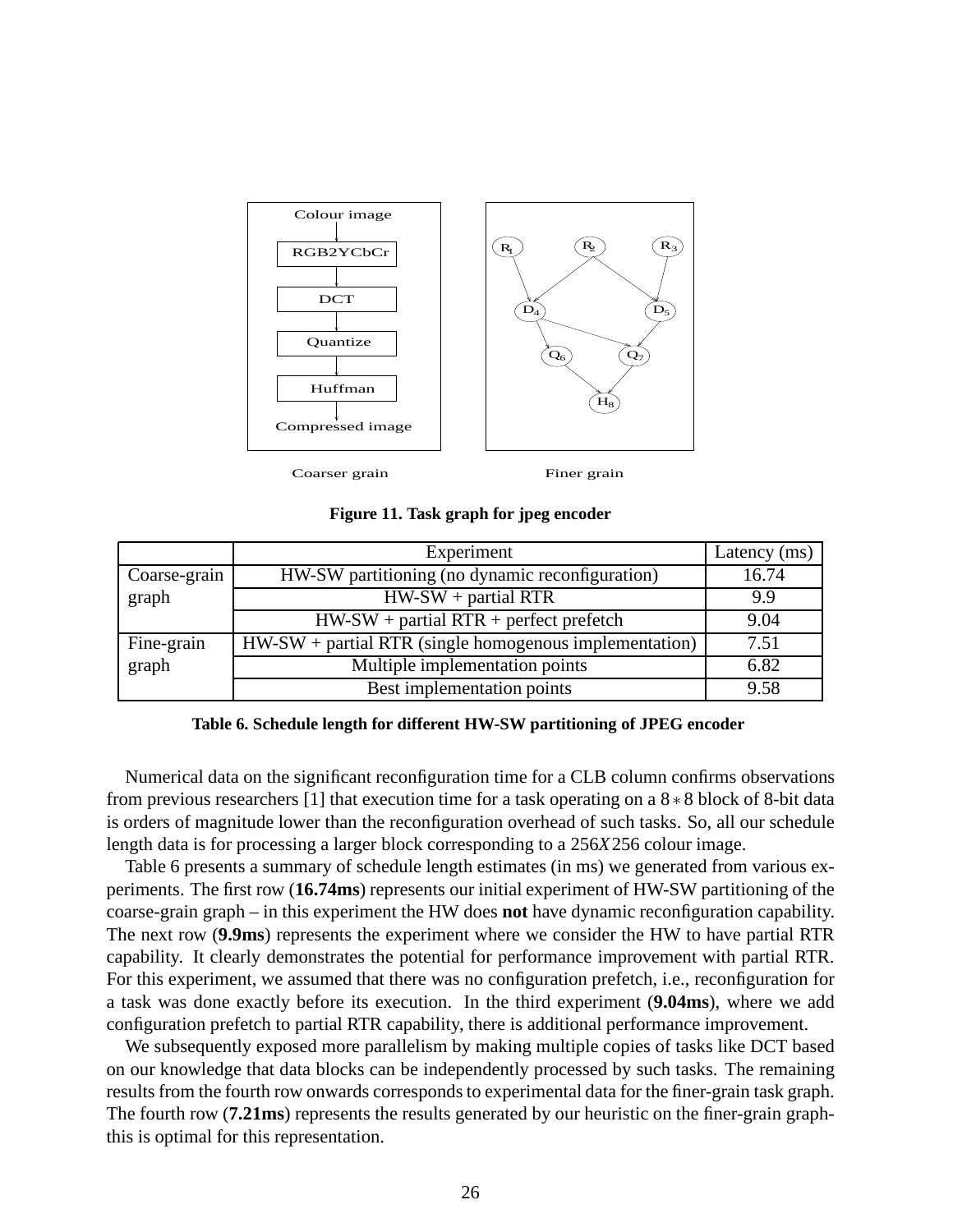Figure 11. Task graph for jpeg encoder

| | Experiment | Latency (ms) |
|---|---|---|
| Coarse-grain graph | HW-SW partitioning (no dynamic reconfiguration) | 16.74 |
| | HW-SW + partial RTR | 9.9 |
| | HW-SW + partial RTR + perfect prefetch | 9.04 |
| Fine-grain graph | HW-SW + partial RTR (single homogenous implementation) | 7.51 |
| | Multiple implementation points | 6.82 |
| | Best implementation points | 9.58 |

**Table 6. Schedule length for different HW-SW partitioning of JPEG encoder**

Numerical data on the significant reconfiguration time for a CLB column confirms observations from previous researchers [1] that execution time for a task operating on a $8*8$ block of 8-bit data is orders of magnitude lower than the reconfiguration overhead of such tasks. So, all our schedule length data is for processing a larger block corresponding to a $256X256$ colour image.

Table 6 presents a summary of schedule length estimates (in ms) we generated from various experiments. The first row (**16.74ms**) represents our initial experiment of HW-SW partitioning of the coarse-grain graph – in this experiment the HW does **not** have dynamic reconfiguration capability. The next row (**9.9ms**) represents the experiment where we consider the HW to have partial RTR capability. It clearly demonstrates the potential for performance improvement with partial RTR. For this experiment, we assumed that there was no configuration prefetch, i.e., reconfiguration for a task was done exactly before its execution. In the third experiment (**9.04ms**), where we add configuration prefetch to partial RTR capability, there is additional performance improvement.

We subsequently exposed more parallelism by making multiple copies of tasks like DCT based on our knowledge that data blocks can be independently processed by such tasks. The remaining results from the fourth row onwards corresponds to experimental data for the finer-grain task graph. The fourth row (**7.21ms**) represents the results generated by our heuristic on the finer-grain graph- this is optimal for this representation.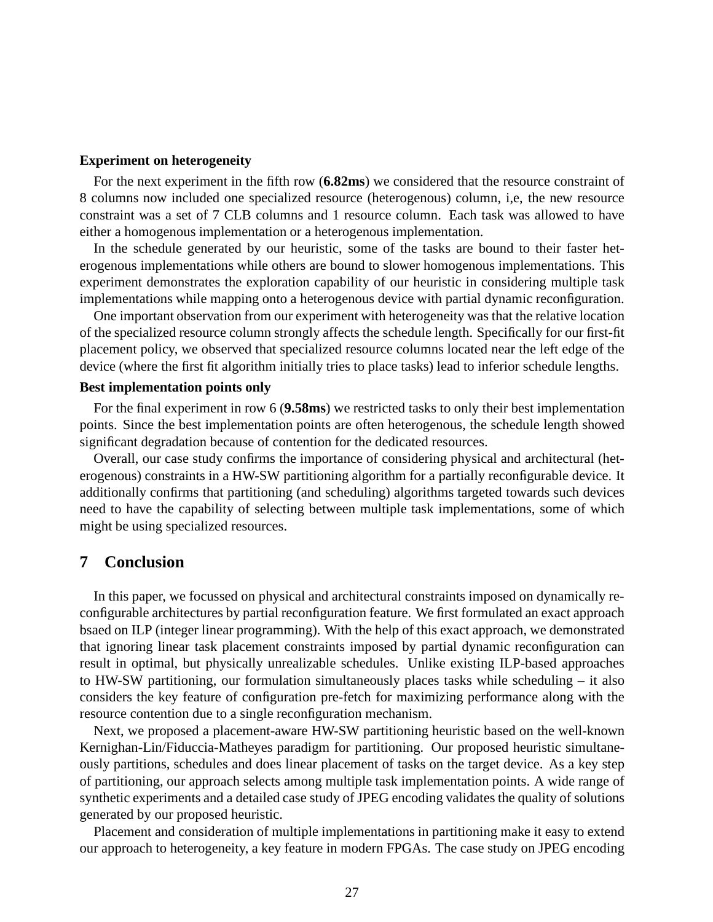**Experiment on heterogeneity**

For the next experiment in the fifth row (**6.82ms**) we considered that the resource constraint of 8 columns now included one specialized resource (heterogenous) column, i,e, the new resource constraint was a set of 7 CLB columns and 1 resource column. Each task was allowed to have either a homogenous implementation or a heterogenous implementation.

In the schedule generated by our heuristic, some of the tasks are bound to their faster heterogenous implementations while others are bound to slower homogenous implementations. This experiment demonstrates the exploration capability of our heuristic in considering multiple task implementations while mapping onto a heterogenous device with partial dynamic reconfiguration.

One important observation from our experiment with heterogeneity was that the relative location of the specialized resource column strongly affects the schedule length. Specifically for our first-fit placement policy, we observed that specialized resource columns located near the left edge of the device (where the first fit algorithm initially tries to place tasks) lead to inferior schedule lengths.

**Best implementation points only**

For the final experiment in row 6 (**9.58ms**) we restricted tasks to only their best implementation points. Since the best implementation points are often heterogenous, the schedule length showed significant degradation because of contention for the dedicated resources.

Overall, our case study confirms the importance of considering physical and architectural (heterogenous) constraints in a HW-SW partitioning algorithm for a partially reconfigurable device. It additionally confirms that partitioning (and scheduling) algorithms targeted towards such devices need to have the capability of selecting between multiple task implementations, some of which might be using specialized resources.

## 7 Conclusion

In this paper, we focussed on physical and architectural constraints imposed on dynamically reconfigurable architectures by partial reconfiguration feature. We first formulated an exact approach bsaed on ILP (integer linear programming). With the help of this exact approach, we demonstrated that ignoring linear task placement constraints imposed by partial dynamic reconfiguration can result in optimal, but physically unrealizable schedules. Unlike existing ILP-based approaches to HW-SW partitioning, our formulation simultaneously places tasks while scheduling – it also considers the key feature of configuration pre-fetch for maximizing performance along with the resource contention due to a single reconfiguration mechanism.

Next, we proposed a placement-aware HW-SW partitioning heuristic based on the well-known Kernighan-Lin/Fiduccia-Matheyes paradigm for partitioning. Our proposed heuristic simultaneously partitions, schedules and does linear placement of tasks on the target device. As a key step of partitioning, our approach selects among multiple task implementation points. A wide range of synthetic experiments and a detailed case study of JPEG encoding validates the quality of solutions generated by our proposed heuristic.

Placement and consideration of multiple implementations in partitioning make it easy to extend our approach to heterogeneity, a key feature in modern FPGAs. The case study on JPEG encoding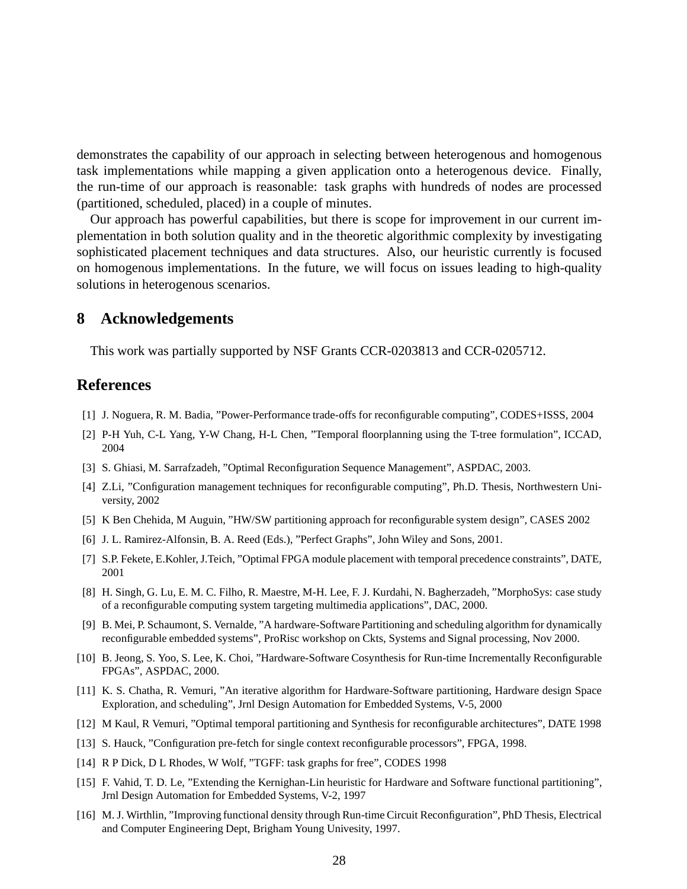demonstrates the capability of our approach in selecting between heterogenous and homogenous task implementations while mapping a given application onto a heterogenous device. Finally, the run-time of our approach is reasonable: task graphs with hundreds of nodes are processed (partitioned, scheduled, placed) in a couple of minutes.

Our approach has powerful capabilities, but there is scope for improvement in our current implementation in both solution quality and in the theoretic algorithmic complexity by investigating sophisticated placement techniques and data structures. Also, our heuristic currently is focused on homogenous implementations. In the future, we will focus on issues leading to high-quality solutions in heterogenous scenarios.

## 8 Acknowledgements

This work was partially supported by NSF Grants CCR-0203813 and CCR-0205712.

## References

[1] J. Noguera, R. M. Badia, "Power-Performance trade-offs for reconfigurable computing", CODES+ISSS, 2004

[2] P-H Yuh, C-L Yang, Y-W Chang, H-L Chen, "Temporal floorplanning using the T-tree formulation", ICCAD, 2004

[3] S. Ghiasi, M. Sarrafzadeh, "Optimal Reconfiguration Sequence Management", ASPDAC, 2003.

[4] Z.Li, "Configuration management techniques for reconfigurable computing", Ph.D. Thesis, Northwestern University, 2002

[5] K Ben Chehida, M Auguin, "HW/SW partitioning approach for reconfigurable system design", CASES 2002

[6] J. L. Ramirez-Alfonsin, B. A. Reed (Eds.), "Perfect Graphs", John Wiley and Sons, 2001.

[7] S.P. Fekete, E.Kohler, J.Teich, "Optimal FPGA module placement with temporal precedence constraints", DATE, 2001

[8] H. Singh, G. Lu, E. M. C. Filho, R. Maestre, M-H. Lee, F. J. Kurdahi, N. Bagherzadeh, "MorphoSys: case study of a reconfigurable computing system targeting multimedia applications", DAC, 2000.

[9] B. Mei, P. Schaumont, S. Vernalde, "A hardware-Software Partitioning and scheduling algorithm for dynamically reconfigurable embedded systems", ProRisc workshop on Ckts, Systems and Signal processing, Nov 2000.

[10] B. Jeong, S. Yoo, S. Lee, K. Choi, "Hardware-Software Cosynthesis for Run-time Incrementally Reconfigurable FPGAs", ASPDAC, 2000.

[11] K. S. Chatha, R. Vemuri, "An iterative algorithm for Hardware-Software partitioning, Hardware design Space Exploration, and scheduling", Jrnl Design Automation for Embedded Systems, V-5, 2000

[12] M Kaul, R Vemuri, "Optimal temporal partitioning and Synthesis for reconfigurable architectures", DATE 1998

[13] S. Hauck, "Configuration pre-fetch for single context reconfigurable processors", FPGA, 1998.

[14] R P Dick, D L Rhodes, W Wolf, "TGFF: task graphs for free", CODES 1998

[15] F. Vahid, T. D. Le, "Extending the Kernighan-Lin heuristic for Hardware and Software functional partitioning", Jrnl Design Automation for Embedded Systems, V-2, 1997

[16] M. J. Wirthlin, "Improving functional density through Run-time Circuit Reconfiguration", PhD Thesis, Electrical and Computer Engineering Dept, Brigham Young Univesity, 1997.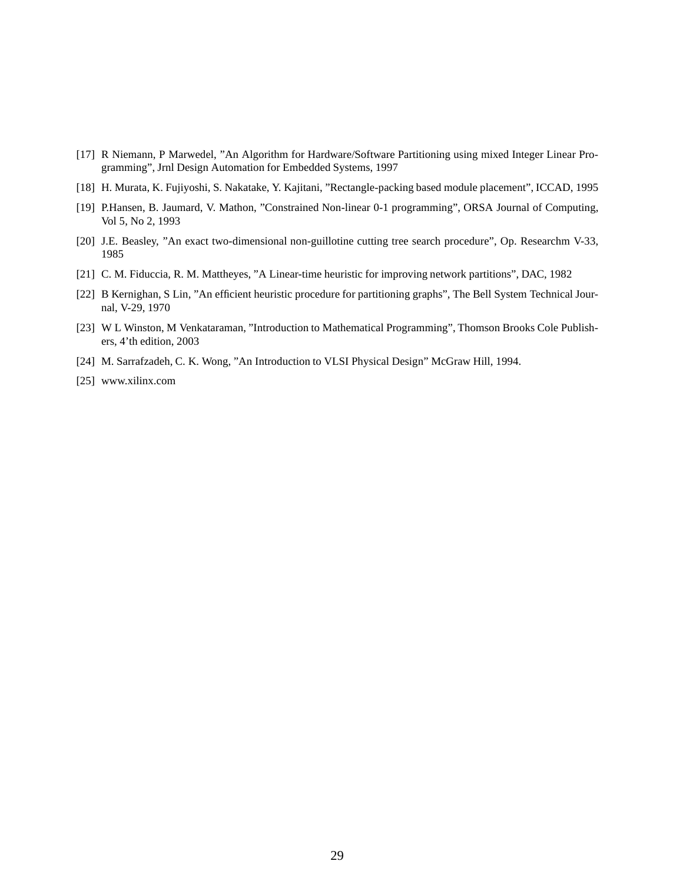[17] R Niemann, P Marwedel, "An Algorithm for Hardware/Software Partitioning using mixed Integer Linear Programming", Jrnl Design Automation for Embedded Systems, 1997

[18] H. Murata, K. Fujiyoshi, S. Nakatake, Y. Kajitani, "Rectangle-packing based module placement", ICCAD, 1995

[19] P.Hansen, B. Jaumard, V. Mathon, "Constrained Non-linear 0-1 programming", ORSA Journal of Computing, Vol 5, No 2, 1993

[20] J.E. Beasley, "An exact two-dimensional non-guillotine cutting tree search procedure", Op. Researchm V-33, 1985

[21] C. M. Fiduccia, R. M. Mattheyes, "A Linear-time heuristic for improving network partitions", DAC, 1982

[22] B Kernighan, S Lin, "An efficient heuristic procedure for partitioning graphs", The Bell System Technical Journal, V-29, 1970

[23] W L Winston, M Venkataraman, "Introduction to Mathematical Programming", Thomson Brooks Cole Publishers, 4'th edition, 2003

[24] M. Sarrafzadeh, C. K. Wong, "An Introduction to VLSI Physical Design" McGraw Hill, 1994.

[25] www.xilinx.com